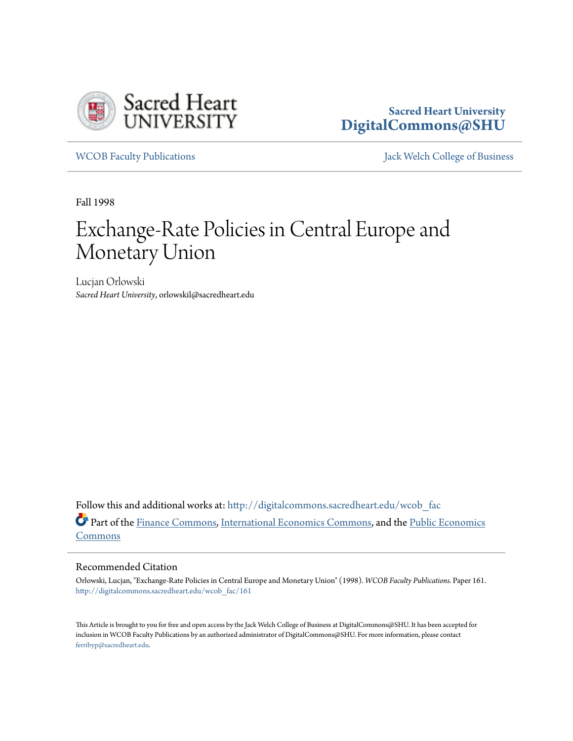Sacred Heart University
**DigitalCommons@SHU**

WCOB Faculty Publications

Jack Welch College of Business

Fall 1998

# Exchange-Rate Policies in Central Europe and Monetary Union

Lucjan Orlowski
*Sacred Heart University*, orlowskil@sacredheart.edu

Follow this and additional works at: http://digitalcommons.sacredheart.edu/wcob_fac

Part of the Finance Commons, International Economics Commons, and the Public Economics Commons

## Recommended Citation

Orlowski, Lucjan, "Exchange-Rate Policies in Central Europe and Monetary Union" (1998). *WCOB Faculty Publications.* Paper 161.
http://digitalcommons.sacredheart.edu/wcob_fac/161

This Article is brought to you for free and open access by the Jack Welch College of Business at DigitalCommons@SHU. It has been accepted for inclusion in WCOB Faculty Publications by an authorized administrator of DigitalCommons@SHU. For more information, please contact ferribyp@sacredheart.edu.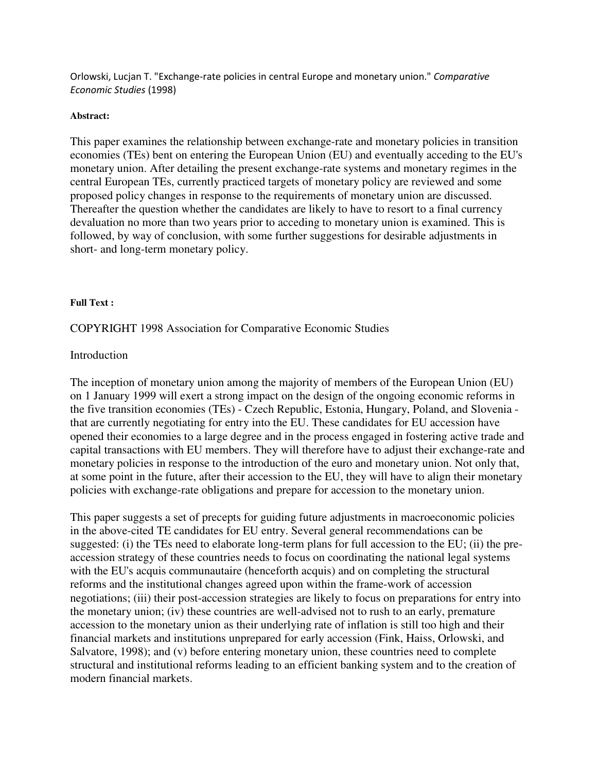Orlowski, Lucjan T. "Exchange-rate policies in central Europe and monetary union." *Comparative Economic Studies* (1998)

**Abstract:**

This paper examines the relationship between exchange-rate and monetary policies in transition economies (TEs) bent on entering the European Union (EU) and eventually acceding to the EU's monetary union. After detailing the present exchange-rate systems and monetary regimes in the central European TEs, currently practiced targets of monetary policy are reviewed and some proposed policy changes in response to the requirements of monetary union are discussed. Thereafter the question whether the candidates are likely to have to resort to a final currency devaluation no more than two years prior to acceding to monetary union is examined. This is followed, by way of conclusion, with some further suggestions for desirable adjustments in short- and long-term monetary policy.

**Full Text :**

COPYRIGHT 1998 Association for Comparative Economic Studies

Introduction

The inception of monetary union among the majority of members of the European Union (EU) on 1 January 1999 will exert a strong impact on the design of the ongoing economic reforms in the five transition economies (TEs) - Czech Republic, Estonia, Hungary, Poland, and Slovenia - that are currently negotiating for entry into the EU. These candidates for EU accession have opened their economies to a large degree and in the process engaged in fostering active trade and capital transactions with EU members. They will therefore have to adjust their exchange-rate and monetary policies in response to the introduction of the euro and monetary union. Not only that, at some point in the future, after their accession to the EU, they will have to align their monetary policies with exchange-rate obligations and prepare for accession to the monetary union.

This paper suggests a set of precepts for guiding future adjustments in macroeconomic policies in the above-cited TE candidates for EU entry. Several general recommendations can be suggested: (i) the TEs need to elaborate long-term plans for full accession to the EU; (ii) the pre-accession strategy of these countries needs to focus on coordinating the national legal systems with the EU's acquis communautaire (henceforth acquis) and on completing the structural reforms and the institutional changes agreed upon within the frame-work of accession negotiations; (iii) their post-accession strategies are likely to focus on preparations for entry into the monetary union; (iv) these countries are well-advised not to rush to an early, premature accession to the monetary union as their underlying rate of inflation is still too high and their financial markets and institutions unprepared for early accession (Fink, Haiss, Orlowski, and Salvatore, 1998); and (v) before entering monetary union, these countries need to complete structural and institutional reforms leading to an efficient banking system and to the creation of modern financial markets.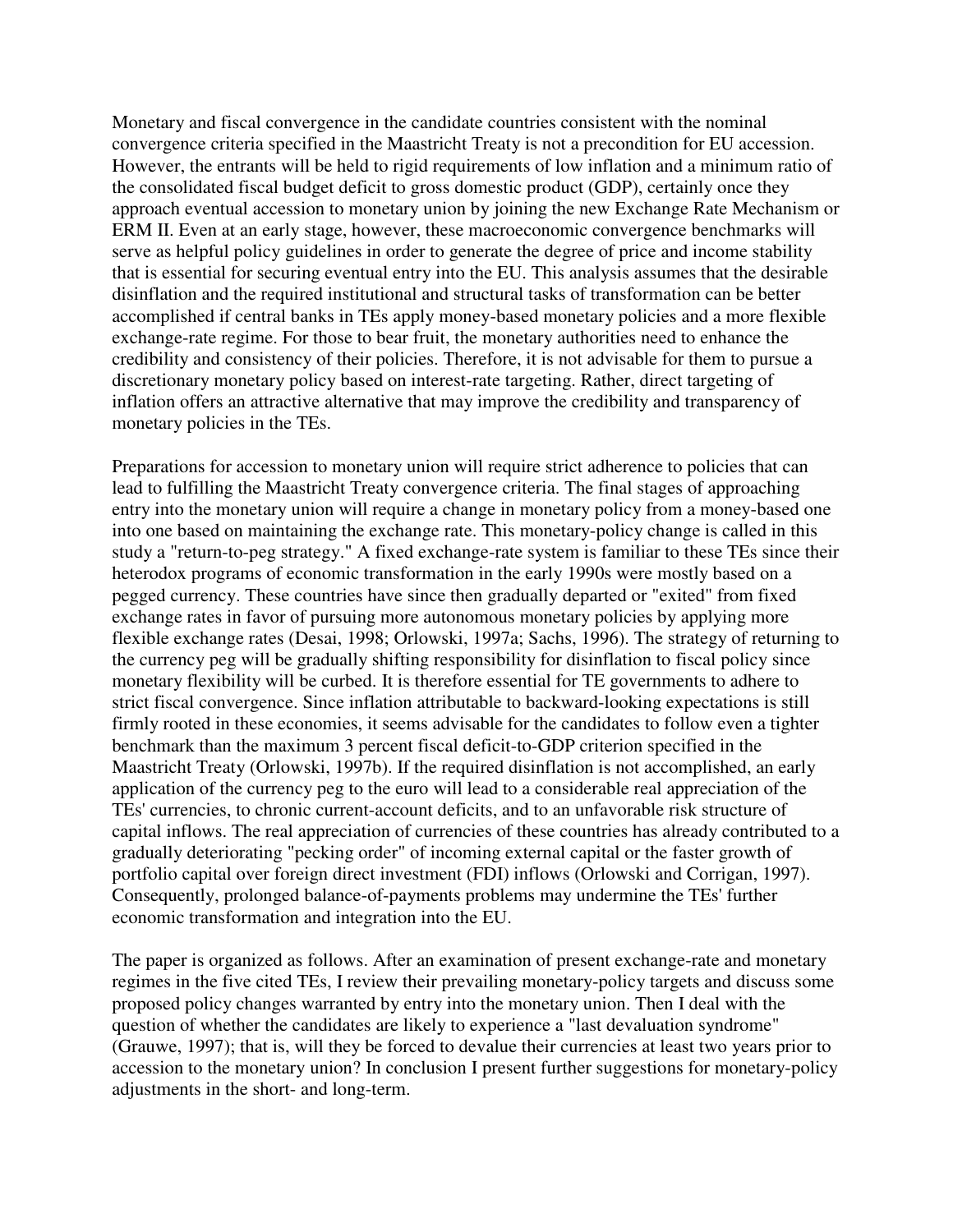Monetary and fiscal convergence in the candidate countries consistent with the nominal convergence criteria specified in the Maastricht Treaty is not a precondition for EU accession. However, the entrants will be held to rigid requirements of low inflation and a minimum ratio of the consolidated fiscal budget deficit to gross domestic product (GDP), certainly once they approach eventual accession to monetary union by joining the new Exchange Rate Mechanism or ERM II. Even at an early stage, however, these macroeconomic convergence benchmarks will serve as helpful policy guidelines in order to generate the degree of price and income stability that is essential for securing eventual entry into the EU. This analysis assumes that the desirable disinflation and the required institutional and structural tasks of transformation can be better accomplished if central banks in TEs apply money-based monetary policies and a more flexible exchange-rate regime. For those to bear fruit, the monetary authorities need to enhance the credibility and consistency of their policies. Therefore, it is not advisable for them to pursue a discretionary monetary policy based on interest-rate targeting. Rather, direct targeting of inflation offers an attractive alternative that may improve the credibility and transparency of monetary policies in the TEs.

Preparations for accession to monetary union will require strict adherence to policies that can lead to fulfilling the Maastricht Treaty convergence criteria. The final stages of approaching entry into the monetary union will require a change in monetary policy from a money-based one into one based on maintaining the exchange rate. This monetary-policy change is called in this study a "return-to-peg strategy." A fixed exchange-rate system is familiar to these TEs since their heterodox programs of economic transformation in the early 1990s were mostly based on a pegged currency. These countries have since then gradually departed or "exited" from fixed exchange rates in favor of pursuing more autonomous monetary policies by applying more flexible exchange rates (Desai, 1998; Orlowski, 1997a; Sachs, 1996). The strategy of returning to the currency peg will be gradually shifting responsibility for disinflation to fiscal policy since monetary flexibility will be curbed. It is therefore essential for TE governments to adhere to strict fiscal convergence. Since inflation attributable to backward-looking expectations is still firmly rooted in these economies, it seems advisable for the candidates to follow even a tighter benchmark than the maximum 3 percent fiscal deficit-to-GDP criterion specified in the Maastricht Treaty (Orlowski, 1997b). If the required disinflation is not accomplished, an early application of the currency peg to the euro will lead to a considerable real appreciation of the TEs' currencies, to chronic current-account deficits, and to an unfavorable risk structure of capital inflows. The real appreciation of currencies of these countries has already contributed to a gradually deteriorating "pecking order" of incoming external capital or the faster growth of portfolio capital over foreign direct investment (FDI) inflows (Orlowski and Corrigan, 1997). Consequently, prolonged balance-of-payments problems may undermine the TEs' further economic transformation and integration into the EU.

The paper is organized as follows. After an examination of present exchange-rate and monetary regimes in the five cited TEs, I review their prevailing monetary-policy targets and discuss some proposed policy changes warranted by entry into the monetary union. Then I deal with the question of whether the candidates are likely to experience a "last devaluation syndrome" (Grauwe, 1997); that is, will they be forced to devalue their currencies at least two years prior to accession to the monetary union? In conclusion I present further suggestions for monetary-policy adjustments in the short- and long-term.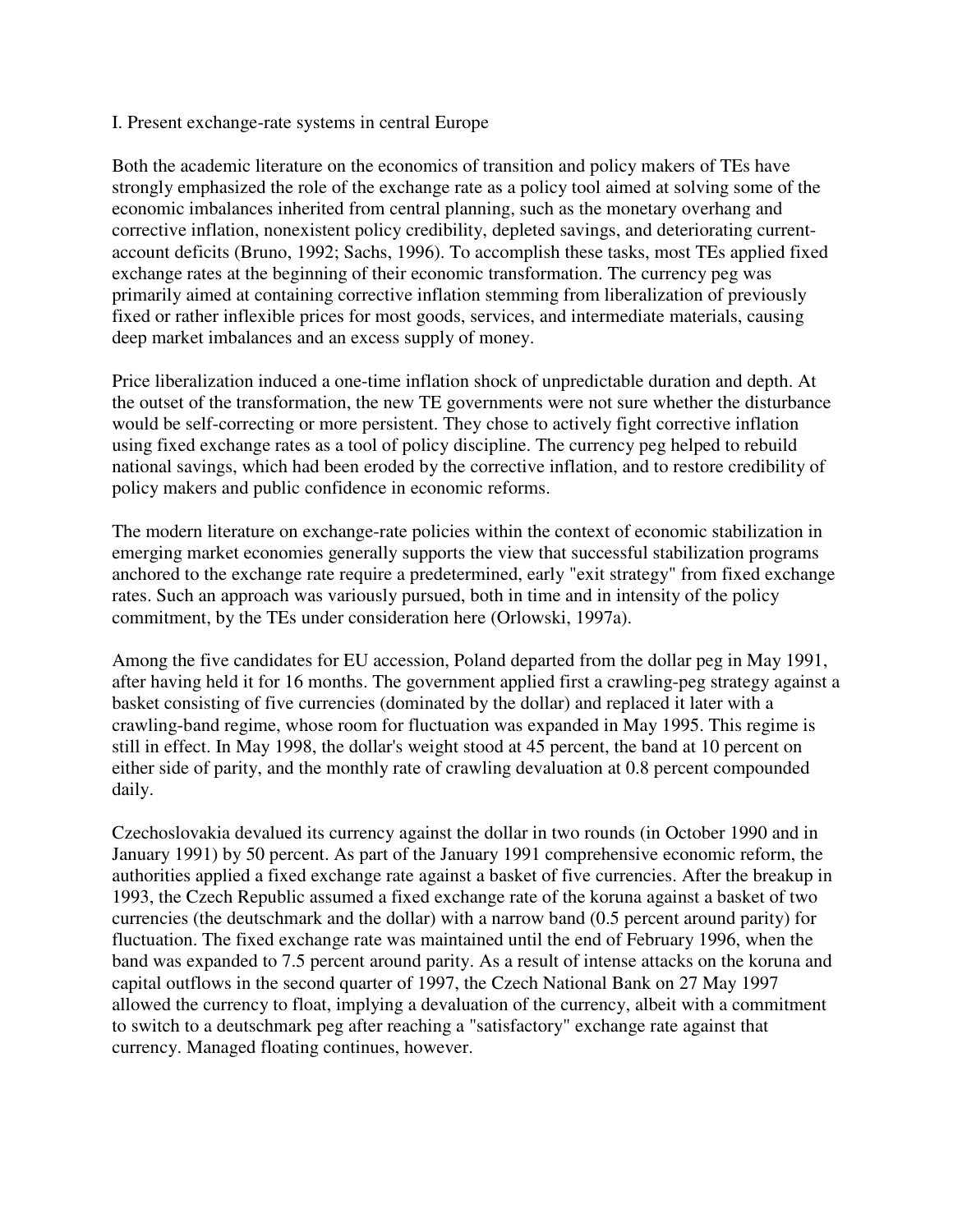## I. Present exchange-rate systems in central Europe

Both the academic literature on the economics of transition and policy makers of TEs have strongly emphasized the role of the exchange rate as a policy tool aimed at solving some of the economic imbalances inherited from central planning, such as the monetary overhang and corrective inflation, nonexistent policy credibility, depleted savings, and deteriorating current-account deficits (Bruno, 1992; Sachs, 1996). To accomplish these tasks, most TEs applied fixed exchange rates at the beginning of their economic transformation. The currency peg was primarily aimed at containing corrective inflation stemming from liberalization of previously fixed or rather inflexible prices for most goods, services, and intermediate materials, causing deep market imbalances and an excess supply of money.

Price liberalization induced a one-time inflation shock of unpredictable duration and depth. At the outset of the transformation, the new TE governments were not sure whether the disturbance would be self-correcting or more persistent. They chose to actively fight corrective inflation using fixed exchange rates as a tool of policy discipline. The currency peg helped to rebuild national savings, which had been eroded by the corrective inflation, and to restore credibility of policy makers and public confidence in economic reforms.

The modern literature on exchange-rate policies within the context of economic stabilization in emerging market economies generally supports the view that successful stabilization programs anchored to the exchange rate require a predetermined, early "exit strategy" from fixed exchange rates. Such an approach was variously pursued, both in time and in intensity of the policy commitment, by the TEs under consideration here (Orlowski, 1997a).

Among the five candidates for EU accession, Poland departed from the dollar peg in May 1991, after having held it for 16 months. The government applied first a crawling-peg strategy against a basket consisting of five currencies (dominated by the dollar) and replaced it later with a crawling-band regime, whose room for fluctuation was expanded in May 1995. This regime is still in effect. In May 1998, the dollar's weight stood at 45 percent, the band at 10 percent on either side of parity, and the monthly rate of crawling devaluation at 0.8 percent compounded daily.

Czechoslovakia devalued its currency against the dollar in two rounds (in October 1990 and in January 1991) by 50 percent. As part of the January 1991 comprehensive economic reform, the authorities applied a fixed exchange rate against a basket of five currencies. After the breakup in 1993, the Czech Republic assumed a fixed exchange rate of the koruna against a basket of two currencies (the deutschmark and the dollar) with a narrow band (0.5 percent around parity) for fluctuation. The fixed exchange rate was maintained until the end of February 1996, when the band was expanded to 7.5 percent around parity. As a result of intense attacks on the koruna and capital outflows in the second quarter of 1997, the Czech National Bank on 27 May 1997 allowed the currency to float, implying a devaluation of the currency, albeit with a commitment to switch to a deutschmark peg after reaching a "satisfactory" exchange rate against that currency. Managed floating continues, however.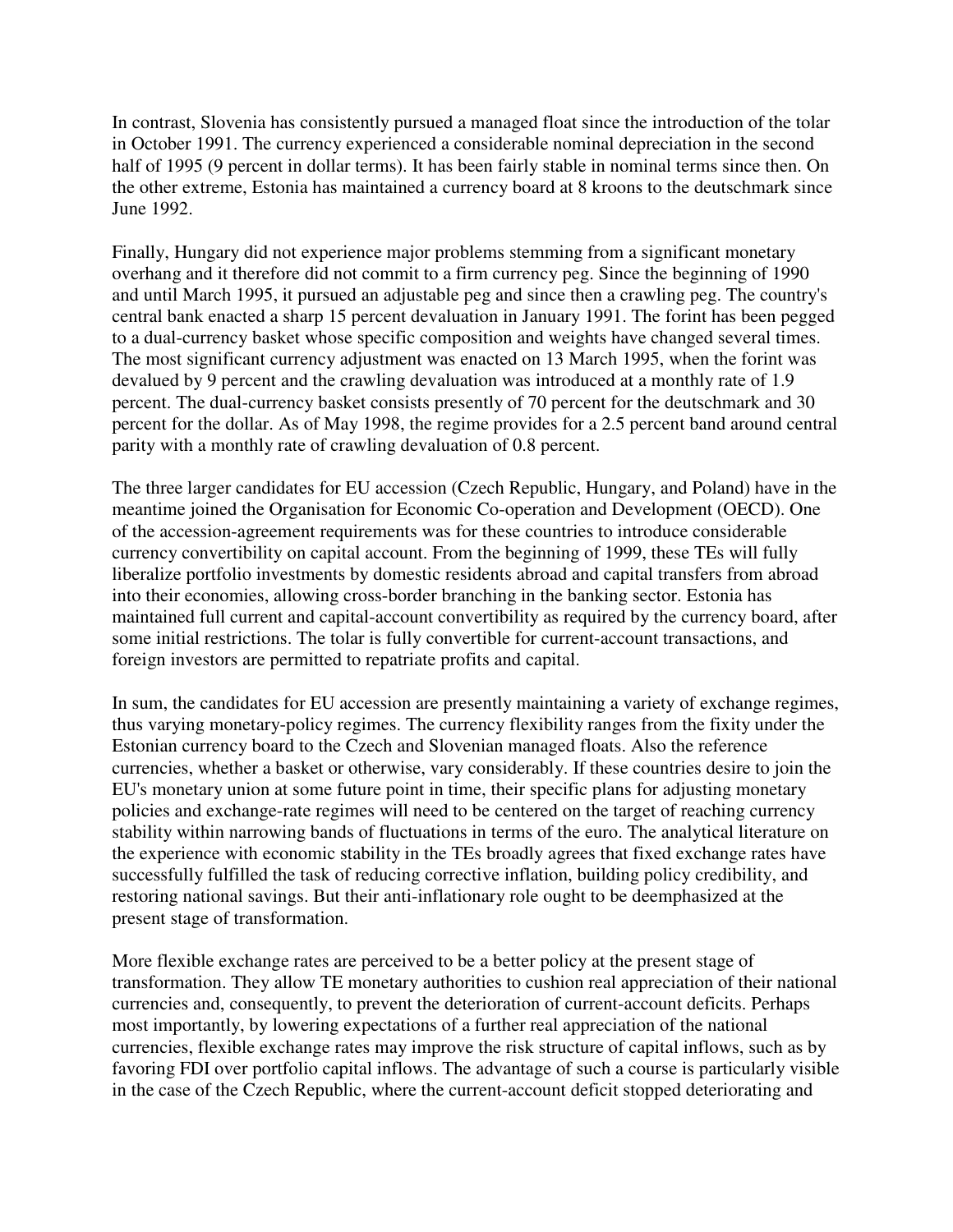In contrast, Slovenia has consistently pursued a managed float since the introduction of the tolar in October 1991. The currency experienced a considerable nominal depreciation in the second half of 1995 (9 percent in dollar terms). It has been fairly stable in nominal terms since then. On the other extreme, Estonia has maintained a currency board at 8 kroons to the deutschmark since June 1992.

Finally, Hungary did not experience major problems stemming from a significant monetary overhang and it therefore did not commit to a firm currency peg. Since the beginning of 1990 and until March 1995, it pursued an adjustable peg and since then a crawling peg. The country's central bank enacted a sharp 15 percent devaluation in January 1991. The forint has been pegged to a dual-currency basket whose specific composition and weights have changed several times. The most significant currency adjustment was enacted on 13 March 1995, when the forint was devalued by 9 percent and the crawling devaluation was introduced at a monthly rate of 1.9 percent. The dual-currency basket consists presently of 70 percent for the deutschmark and 30 percent for the dollar. As of May 1998, the regime provides for a 2.5 percent band around central parity with a monthly rate of crawling devaluation of 0.8 percent.

The three larger candidates for EU accession (Czech Republic, Hungary, and Poland) have in the meantime joined the Organisation for Economic Co-operation and Development (OECD). One of the accession-agreement requirements was for these countries to introduce considerable currency convertibility on capital account. From the beginning of 1999, these TEs will fully liberalize portfolio investments by domestic residents abroad and capital transfers from abroad into their economies, allowing cross-border branching in the banking sector. Estonia has maintained full current and capital-account convertibility as required by the currency board, after some initial restrictions. The tolar is fully convertible for current-account transactions, and foreign investors are permitted to repatriate profits and capital.

In sum, the candidates for EU accession are presently maintaining a variety of exchange regimes, thus varying monetary-policy regimes. The currency flexibility ranges from the fixity under the Estonian currency board to the Czech and Slovenian managed floats. Also the reference currencies, whether a basket or otherwise, vary considerably. If these countries desire to join the EU's monetary union at some future point in time, their specific plans for adjusting monetary policies and exchange-rate regimes will need to be centered on the target of reaching currency stability within narrowing bands of fluctuations in terms of the euro. The analytical literature on the experience with economic stability in the TEs broadly agrees that fixed exchange rates have successfully fulfilled the task of reducing corrective inflation, building policy credibility, and restoring national savings. But their anti-inflationary role ought to be deemphasized at the present stage of transformation.

More flexible exchange rates are perceived to be a better policy at the present stage of transformation. They allow TE monetary authorities to cushion real appreciation of their national currencies and, consequently, to prevent the deterioration of current-account deficits. Perhaps most importantly, by lowering expectations of a further real appreciation of the national currencies, flexible exchange rates may improve the risk structure of capital inflows, such as by favoring FDI over portfolio capital inflows. The advantage of such a course is particularly visible in the case of the Czech Republic, where the current-account deficit stopped deteriorating and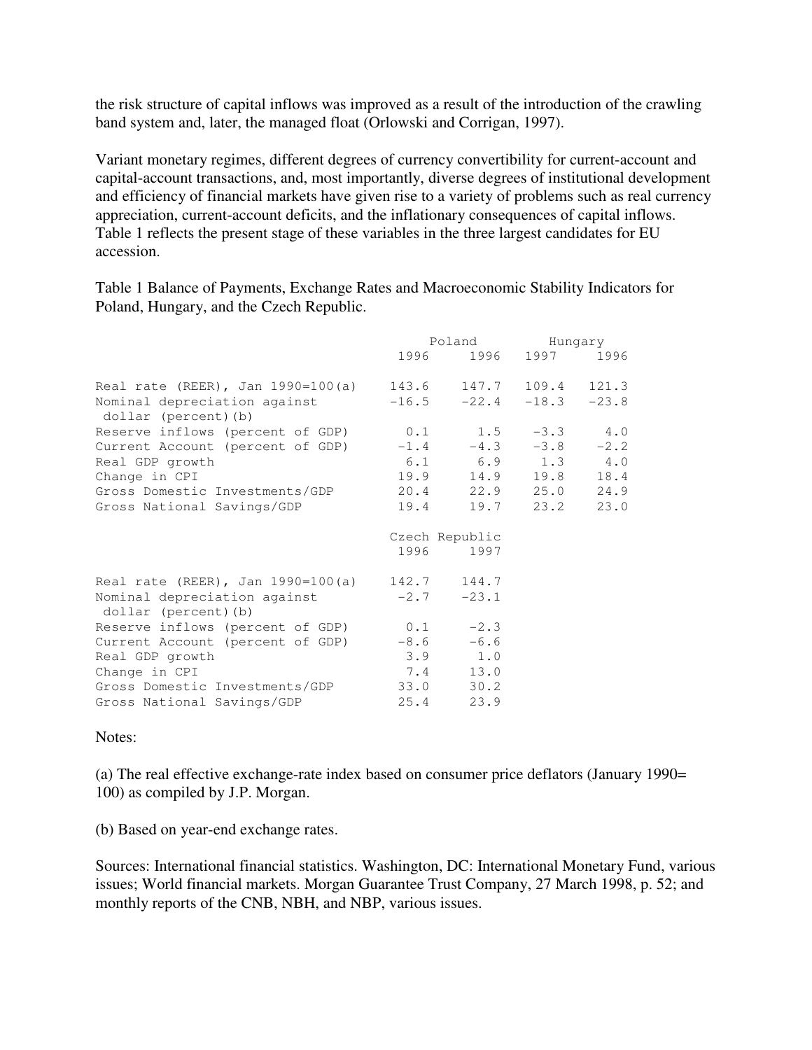the risk structure of capital inflows was improved as a result of the introduction of the crawling band system and, later, the managed float (Orlowski and Corrigan, 1997).

Variant monetary regimes, different degrees of currency convertibility for current-account and capital-account transactions, and, most importantly, diverse degrees of institutional development and efficiency of financial markets have given rise to a variety of problems such as real currency appreciation, current-account deficits, and the inflationary consequences of capital inflows. Table 1 reflects the present stage of these variables in the three largest candidates for EU accession.

Table 1 Balance of Payments, Exchange Rates and Macroeconomic Stability Indicators for Poland, Hungary, and the Czech Republic.

| | Poland | | Hungary | |
|---|---|---|---|---|
| | 1996 | 1996 | 1997 | 1996 |
| Real rate (REER), Jan 1990=100(a) | 143.6 | 147.7 | 109.4 | 121.3 |
| Nominal depreciation against dollar (percent)(b) | −16.5 | −22.4 | −18.3 | −23.8 |
| Reserve inflows (percent of GDP) | 0.1 | 1.5 | −3.3 | 4.0 |
| Current Account (percent of GDP) | −1.4 | −4.3 | −3.8 | −2.2 |
| Real GDP growth | 6.1 | 6.9 | 1.3 | 4.0 |
| Change in CPI | 19.9 | 14.9 | 19.8 | 18.4 |
| Gross Domestic Investments/GDP | 20.4 | 22.9 | 25.0 | 24.9 |
| Gross National Savings/GDP | 19.4 | 19.7 | 23.2 | 23.0 |

| | Czech Republic | |
|---|---|---|
| | 1996 | 1997 |
| Real rate (REER), Jan 1990=100(a) | 142.7 | 144.7 |
| Nominal depreciation against dollar (percent)(b) | −2.7 | −23.1 |
| Reserve inflows (percent of GDP) | 0.1 | −2.3 |
| Current Account (percent of GDP) | −8.6 | −6.6 |
| Real GDP growth | 3.9 | 1.0 |
| Change in CPI | 7.4 | 13.0 |
| Gross Domestic Investments/GDP | 33.0 | 30.2 |
| Gross National Savings/GDP | 25.4 | 23.9 |

Notes:

(a) The real effective exchange-rate index based on consumer price deflators (January 1990= 100) as compiled by J.P. Morgan.

(b) Based on year-end exchange rates.

Sources: International financial statistics. Washington, DC: International Monetary Fund, various issues; World financial markets. Morgan Guarantee Trust Company, 27 March 1998, p. 52; and monthly reports of the CNB, NBH, and NBP, various issues.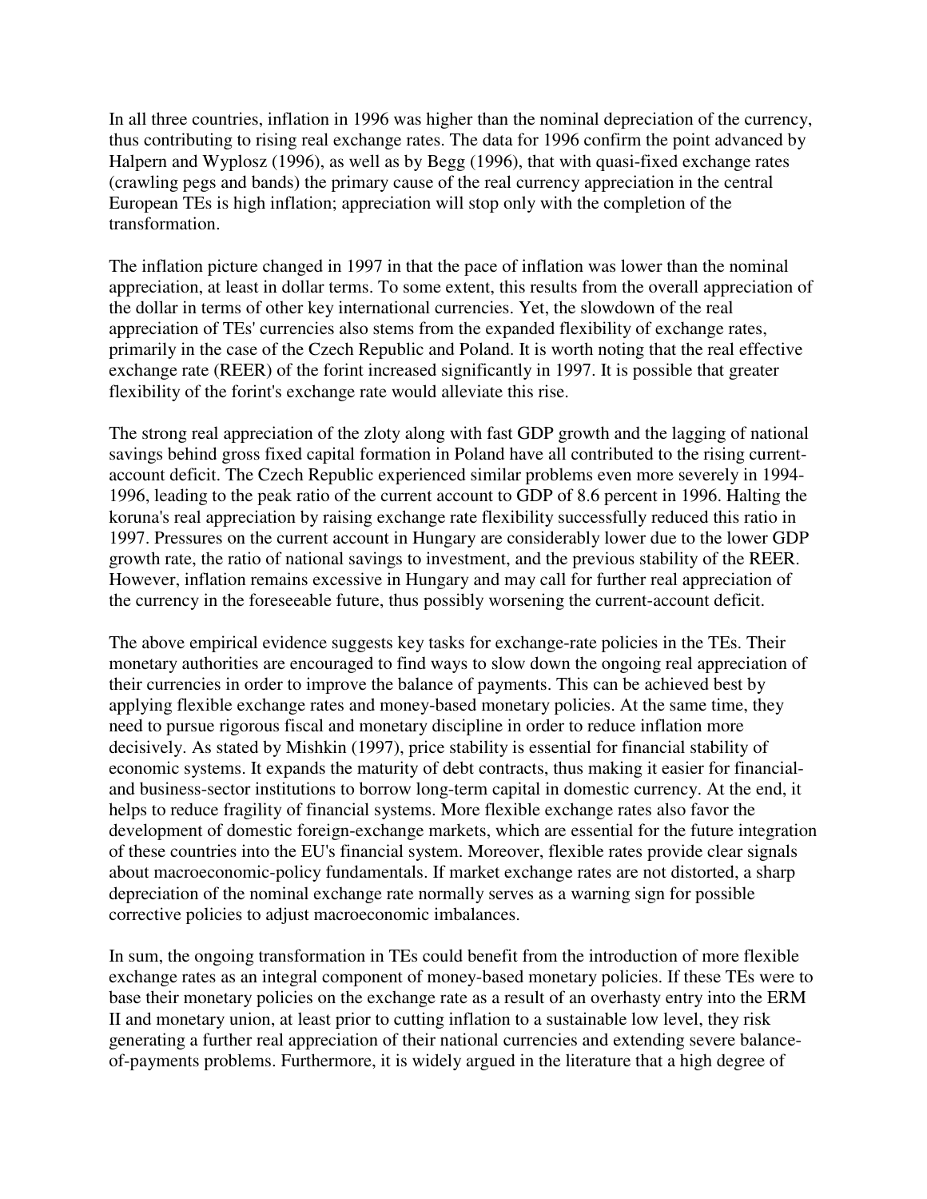In all three countries, inflation in 1996 was higher than the nominal depreciation of the currency, thus contributing to rising real exchange rates. The data for 1996 confirm the point advanced by Halpern and Wyplosz (1996), as well as by Begg (1996), that with quasi-fixed exchange rates (crawling pegs and bands) the primary cause of the real currency appreciation in the central European TEs is high inflation; appreciation will stop only with the completion of the transformation.

The inflation picture changed in 1997 in that the pace of inflation was lower than the nominal appreciation, at least in dollar terms. To some extent, this results from the overall appreciation of the dollar in terms of other key international currencies. Yet, the slowdown of the real appreciation of TEs' currencies also stems from the expanded flexibility of exchange rates, primarily in the case of the Czech Republic and Poland. It is worth noting that the real effective exchange rate (REER) of the forint increased significantly in 1997. It is possible that greater flexibility of the forint's exchange rate would alleviate this rise.

The strong real appreciation of the zloty along with fast GDP growth and the lagging of national savings behind gross fixed capital formation in Poland have all contributed to the rising current-account deficit. The Czech Republic experienced similar problems even more severely in 1994-1996, leading to the peak ratio of the current account to GDP of 8.6 percent in 1996. Halting the koruna's real appreciation by raising exchange rate flexibility successfully reduced this ratio in 1997. Pressures on the current account in Hungary are considerably lower due to the lower GDP growth rate, the ratio of national savings to investment, and the previous stability of the REER. However, inflation remains excessive in Hungary and may call for further real appreciation of the currency in the foreseeable future, thus possibly worsening the current-account deficit.

The above empirical evidence suggests key tasks for exchange-rate policies in the TEs. Their monetary authorities are encouraged to find ways to slow down the ongoing real appreciation of their currencies in order to improve the balance of payments. This can be achieved best by applying flexible exchange rates and money-based monetary policies. At the same time, they need to pursue rigorous fiscal and monetary discipline in order to reduce inflation more decisively. As stated by Mishkin (1997), price stability is essential for financial stability of economic systems. It expands the maturity of debt contracts, thus making it easier for financial- and business-sector institutions to borrow long-term capital in domestic currency. At the end, it helps to reduce fragility of financial systems. More flexible exchange rates also favor the development of domestic foreign-exchange markets, which are essential for the future integration of these countries into the EU's financial system. Moreover, flexible rates provide clear signals about macroeconomic-policy fundamentals. If market exchange rates are not distorted, a sharp depreciation of the nominal exchange rate normally serves as a warning sign for possible corrective policies to adjust macroeconomic imbalances.

In sum, the ongoing transformation in TEs could benefit from the introduction of more flexible exchange rates as an integral component of money-based monetary policies. If these TEs were to base their monetary policies on the exchange rate as a result of an overhasty entry into the ERM II and monetary union, at least prior to cutting inflation to a sustainable low level, they risk generating a further real appreciation of their national currencies and extending severe balance-of-payments problems. Furthermore, it is widely argued in the literature that a high degree of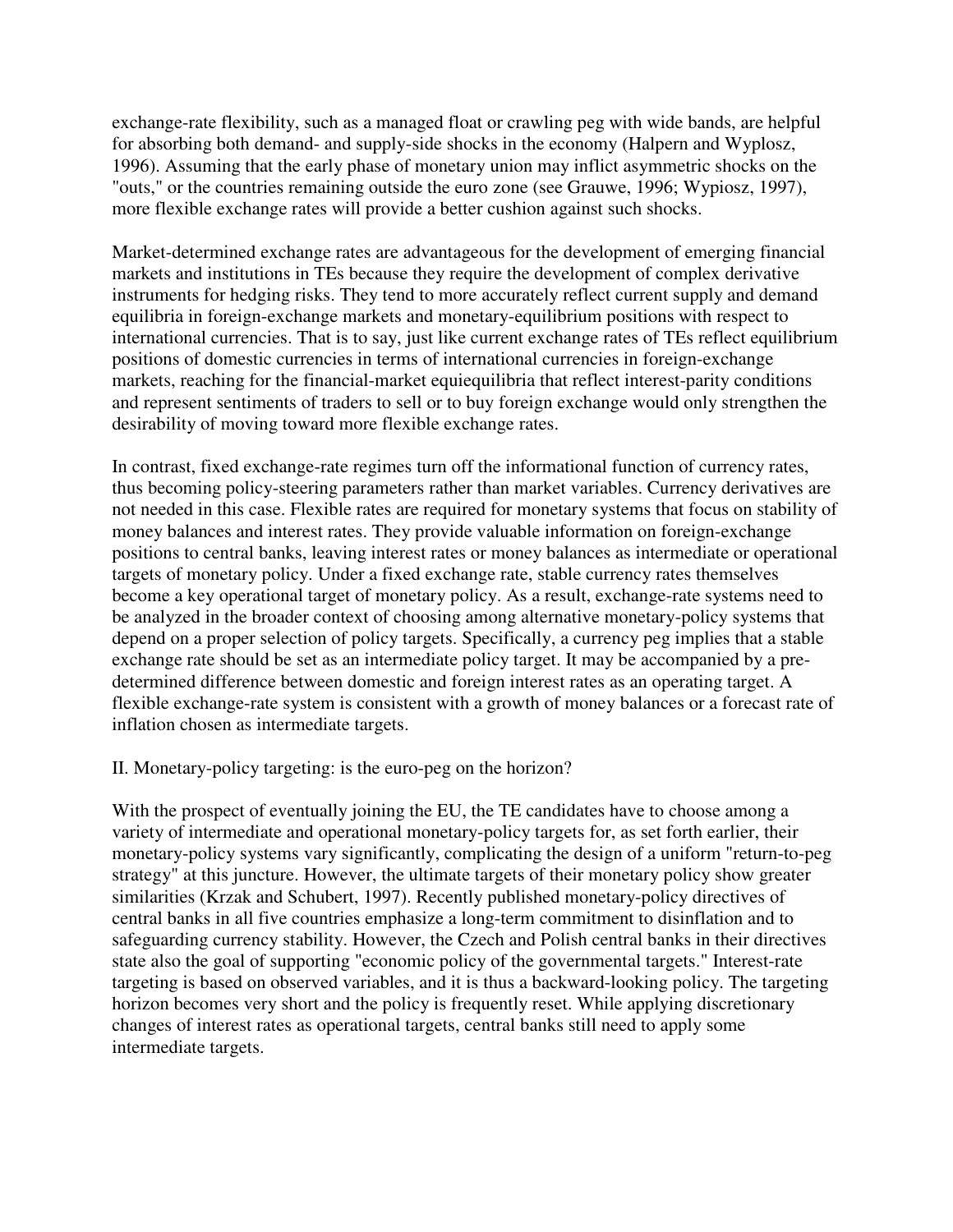exchange-rate flexibility, such as a managed float or crawling peg with wide bands, are helpful for absorbing both demand- and supply-side shocks in the economy (Halpern and Wyplosz, 1996). Assuming that the early phase of monetary union may inflict asymmetric shocks on the "outs," or the countries remaining outside the euro zone (see Grauwe, 1996; Wypiosz, 1997), more flexible exchange rates will provide a better cushion against such shocks.

Market-determined exchange rates are advantageous for the development of emerging financial markets and institutions in TEs because they require the development of complex derivative instruments for hedging risks. They tend to more accurately reflect current supply and demand equilibria in foreign-exchange markets and monetary-equilibrium positions with respect to international currencies. That is to say, just like current exchange rates of TEs reflect equilibrium positions of domestic currencies in terms of international currencies in foreign-exchange markets, reaching for the financial-market equiequilibria that reflect interest-parity conditions and represent sentiments of traders to sell or to buy foreign exchange would only strengthen the desirability of moving toward more flexible exchange rates.

In contrast, fixed exchange-rate regimes turn off the informational function of currency rates, thus becoming policy-steering parameters rather than market variables. Currency derivatives are not needed in this case. Flexible rates are required for monetary systems that focus on stability of money balances and interest rates. They provide valuable information on foreign-exchange positions to central banks, leaving interest rates or money balances as intermediate or operational targets of monetary policy. Under a fixed exchange rate, stable currency rates themselves become a key operational target of monetary policy. As a result, exchange-rate systems need to be analyzed in the broader context of choosing among alternative monetary-policy systems that depend on a proper selection of policy targets. Specifically, a currency peg implies that a stable exchange rate should be set as an intermediate policy target. It may be accompanied by a pre-determined difference between domestic and foreign interest rates as an operating target. A flexible exchange-rate system is consistent with a growth of money balances or a forecast rate of inflation chosen as intermediate targets.

## II. Monetary-policy targeting: is the euro-peg on the horizon?

With the prospect of eventually joining the EU, the TE candidates have to choose among a variety of intermediate and operational monetary-policy targets for, as set forth earlier, their monetary-policy systems vary significantly, complicating the design of a uniform "return-to-peg strategy" at this juncture. However, the ultimate targets of their monetary policy show greater similarities (Krzak and Schubert, 1997). Recently published monetary-policy directives of central banks in all five countries emphasize a long-term commitment to disinflation and to safeguarding currency stability. However, the Czech and Polish central banks in their directives state also the goal of supporting "economic policy of the governmental targets." Interest-rate targeting is based on observed variables, and it is thus a backward-looking policy. The targeting horizon becomes very short and the policy is frequently reset. While applying discretionary changes of interest rates as operational targets, central banks still need to apply some intermediate targets.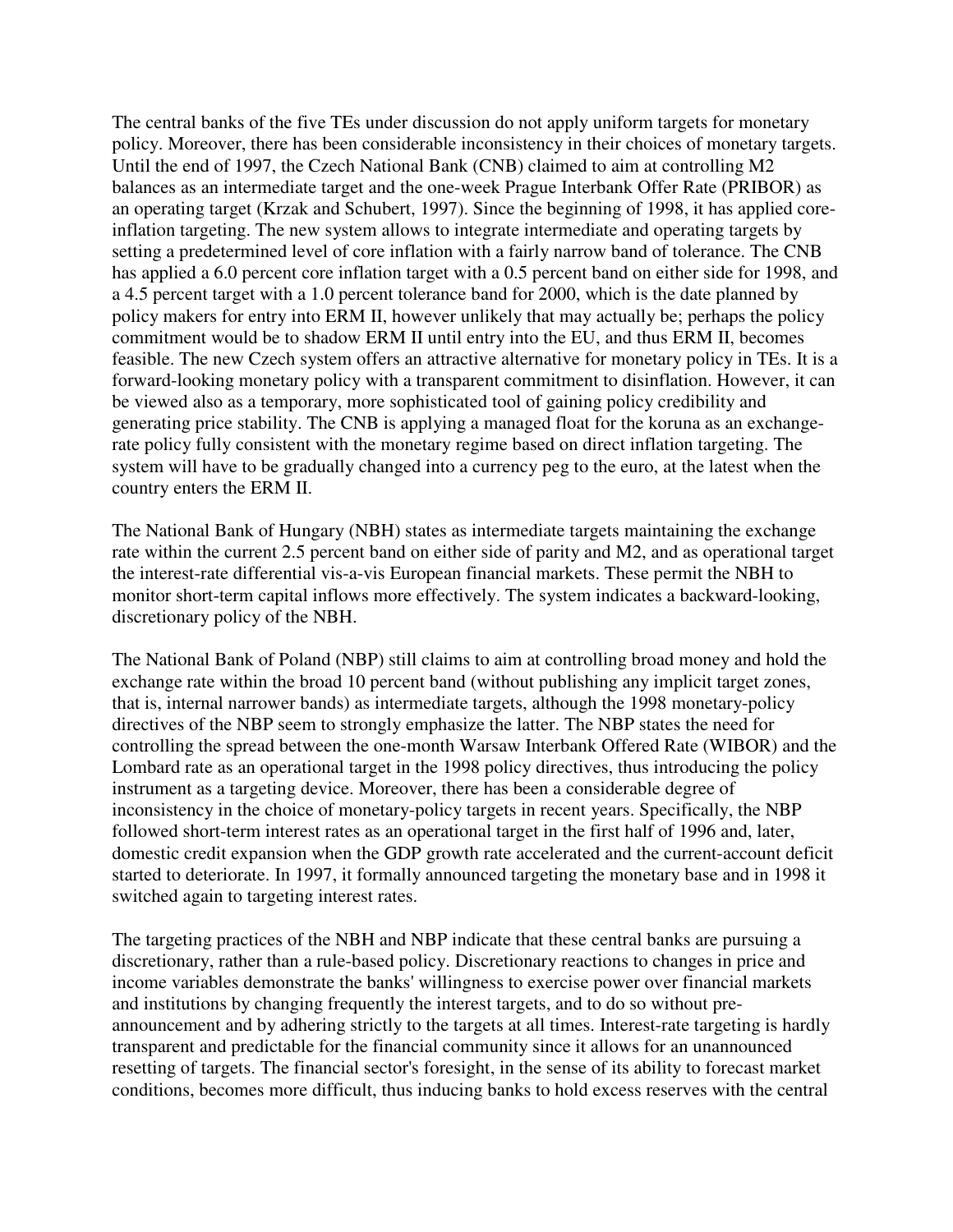The central banks of the five TEs under discussion do not apply uniform targets for monetary policy. Moreover, there has been considerable inconsistency in their choices of monetary targets. Until the end of 1997, the Czech National Bank (CNB) claimed to aim at controlling M2 balances as an intermediate target and the one-week Prague Interbank Offer Rate (PRIBOR) as an operating target (Krzak and Schubert, 1997). Since the beginning of 1998, it has applied core-inflation targeting. The new system allows to integrate intermediate and operating targets by setting a predetermined level of core inflation with a fairly narrow band of tolerance. The CNB has applied a 6.0 percent core inflation target with a 0.5 percent band on either side for 1998, and a 4.5 percent target with a 1.0 percent tolerance band for 2000, which is the date planned by policy makers for entry into ERM II, however unlikely that may actually be; perhaps the policy commitment would be to shadow ERM II until entry into the EU, and thus ERM II, becomes feasible. The new Czech system offers an attractive alternative for monetary policy in TEs. It is a forward-looking monetary policy with a transparent commitment to disinflation. However, it can be viewed also as a temporary, more sophisticated tool of gaining policy credibility and generating price stability. The CNB is applying a managed float for the koruna as an exchange-rate policy fully consistent with the monetary regime based on direct inflation targeting. The system will have to be gradually changed into a currency peg to the euro, at the latest when the country enters the ERM II.

The National Bank of Hungary (NBH) states as intermediate targets maintaining the exchange rate within the current 2.5 percent band on either side of parity and M2, and as operational target the interest-rate differential vis-a-vis European financial markets. These permit the NBH to monitor short-term capital inflows more effectively. The system indicates a backward-looking, discretionary policy of the NBH.

The National Bank of Poland (NBP) still claims to aim at controlling broad money and hold the exchange rate within the broad 10 percent band (without publishing any implicit target zones, that is, internal narrower bands) as intermediate targets, although the 1998 monetary-policy directives of the NBP seem to strongly emphasize the latter. The NBP states the need for controlling the spread between the one-month Warsaw Interbank Offered Rate (WIBOR) and the Lombard rate as an operational target in the 1998 policy directives, thus introducing the policy instrument as a targeting device. Moreover, there has been a considerable degree of inconsistency in the choice of monetary-policy targets in recent years. Specifically, the NBP followed short-term interest rates as an operational target in the first half of 1996 and, later, domestic credit expansion when the GDP growth rate accelerated and the current-account deficit started to deteriorate. In 1997, it formally announced targeting the monetary base and in 1998 it switched again to targeting interest rates.

The targeting practices of the NBH and NBP indicate that these central banks are pursuing a discretionary, rather than a rule-based policy. Discretionary reactions to changes in price and income variables demonstrate the banks' willingness to exercise power over financial markets and institutions by changing frequently the interest targets, and to do so without pre-announcement and by adhering strictly to the targets at all times. Interest-rate targeting is hardly transparent and predictable for the financial community since it allows for an unannounced resetting of targets. The financial sector's foresight, in the sense of its ability to forecast market conditions, becomes more difficult, thus inducing banks to hold excess reserves with the central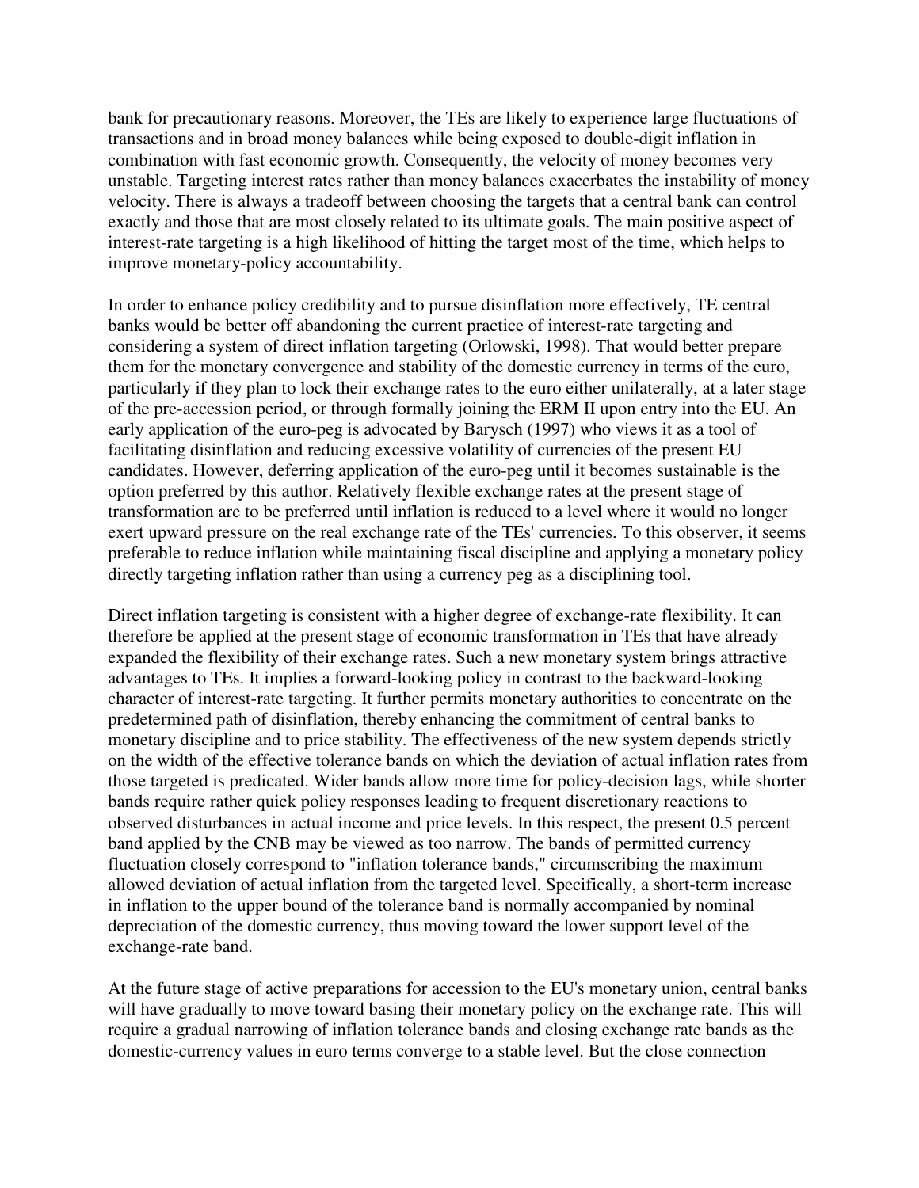bank for precautionary reasons. Moreover, the TEs are likely to experience large fluctuations of transactions and in broad money balances while being exposed to double-digit inflation in combination with fast economic growth. Consequently, the velocity of money becomes very unstable. Targeting interest rates rather than money balances exacerbates the instability of money velocity. There is always a tradeoff between choosing the targets that a central bank can control exactly and those that are most closely related to its ultimate goals. The main positive aspect of interest-rate targeting is a high likelihood of hitting the target most of the time, which helps to improve monetary-policy accountability.

In order to enhance policy credibility and to pursue disinflation more effectively, TE central banks would be better off abandoning the current practice of interest-rate targeting and considering a system of direct inflation targeting (Orlowski, 1998). That would better prepare them for the monetary convergence and stability of the domestic currency in terms of the euro, particularly if they plan to lock their exchange rates to the euro either unilaterally, at a later stage of the pre-accession period, or through formally joining the ERM II upon entry into the EU. An early application of the euro-peg is advocated by Barysch (1997) who views it as a tool of facilitating disinflation and reducing excessive volatility of currencies of the present EU candidates. However, deferring application of the euro-peg until it becomes sustainable is the option preferred by this author. Relatively flexible exchange rates at the present stage of transformation are to be preferred until inflation is reduced to a level where it would no longer exert upward pressure on the real exchange rate of the TEs' currencies. To this observer, it seems preferable to reduce inflation while maintaining fiscal discipline and applying a monetary policy directly targeting inflation rather than using a currency peg as a disciplining tool.

Direct inflation targeting is consistent with a higher degree of exchange-rate flexibility. It can therefore be applied at the present stage of economic transformation in TEs that have already expanded the flexibility of their exchange rates. Such a new monetary system brings attractive advantages to TEs. It implies a forward-looking policy in contrast to the backward-looking character of interest-rate targeting. It further permits monetary authorities to concentrate on the predetermined path of disinflation, thereby enhancing the commitment of central banks to monetary discipline and to price stability. The effectiveness of the new system depends strictly on the width of the effective tolerance bands on which the deviation of actual inflation rates from those targeted is predicated. Wider bands allow more time for policy-decision lags, while shorter bands require rather quick policy responses leading to frequent discretionary reactions to observed disturbances in actual income and price levels. In this respect, the present 0.5 percent band applied by the CNB may be viewed as too narrow. The bands of permitted currency fluctuation closely correspond to "inflation tolerance bands," circumscribing the maximum allowed deviation of actual inflation from the targeted level. Specifically, a short-term increase in inflation to the upper bound of the tolerance band is normally accompanied by nominal depreciation of the domestic currency, thus moving toward the lower support level of the exchange-rate band.

At the future stage of active preparations for accession to the EU's monetary union, central banks will have gradually to move toward basing their monetary policy on the exchange rate. This will require a gradual narrowing of inflation tolerance bands and closing exchange rate bands as the domestic-currency values in euro terms converge to a stable level. But the close connection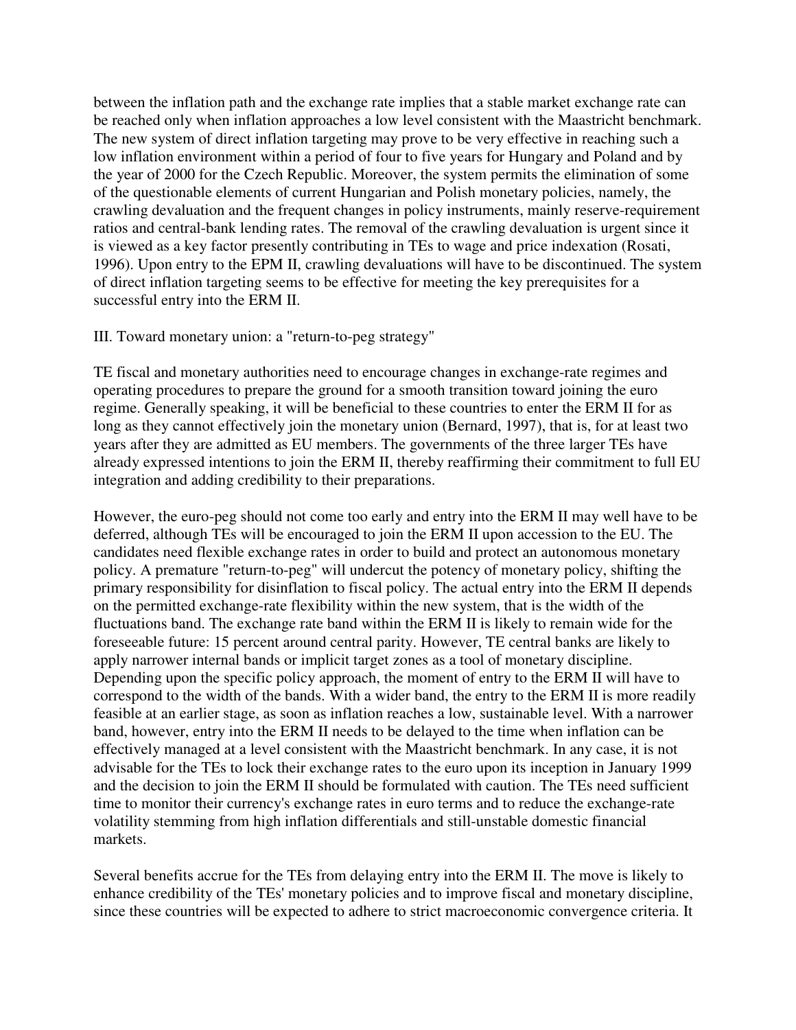between the inflation path and the exchange rate implies that a stable market exchange rate can be reached only when inflation approaches a low level consistent with the Maastricht benchmark. The new system of direct inflation targeting may prove to be very effective in reaching such a low inflation environment within a period of four to five years for Hungary and Poland and by the year of 2000 for the Czech Republic. Moreover, the system permits the elimination of some of the questionable elements of current Hungarian and Polish monetary policies, namely, the crawling devaluation and the frequent changes in policy instruments, mainly reserve-requirement ratios and central-bank lending rates. The removal of the crawling devaluation is urgent since it is viewed as a key factor presently contributing in TEs to wage and price indexation (Rosati, 1996). Upon entry to the EPM II, crawling devaluations will have to be discontinued. The system of direct inflation targeting seems to be effective for meeting the key prerequisites for a successful entry into the ERM II.

## III. Toward monetary union: a "return-to-peg strategy"

TE fiscal and monetary authorities need to encourage changes in exchange-rate regimes and operating procedures to prepare the ground for a smooth transition toward joining the euro regime. Generally speaking, it will be beneficial to these countries to enter the ERM II for as long as they cannot effectively join the monetary union (Bernard, 1997), that is, for at least two years after they are admitted as EU members. The governments of the three larger TEs have already expressed intentions to join the ERM II, thereby reaffirming their commitment to full EU integration and adding credibility to their preparations.

However, the euro-peg should not come too early and entry into the ERM II may well have to be deferred, although TEs will be encouraged to join the ERM II upon accession to the EU. The candidates need flexible exchange rates in order to build and protect an autonomous monetary policy. A premature "return-to-peg" will undercut the potency of monetary policy, shifting the primary responsibility for disinflation to fiscal policy. The actual entry into the ERM II depends on the permitted exchange-rate flexibility within the new system, that is the width of the fluctuations band. The exchange rate band within the ERM II is likely to remain wide for the foreseeable future: 15 percent around central parity. However, TE central banks are likely to apply narrower internal bands or implicit target zones as a tool of monetary discipline. Depending upon the specific policy approach, the moment of entry to the ERM II will have to correspond to the width of the bands. With a wider band, the entry to the ERM II is more readily feasible at an earlier stage, as soon as inflation reaches a low, sustainable level. With a narrower band, however, entry into the ERM II needs to be delayed to the time when inflation can be effectively managed at a level consistent with the Maastricht benchmark. In any case, it is not advisable for the TEs to lock their exchange rates to the euro upon its inception in January 1999 and the decision to join the ERM II should be formulated with caution. The TEs need sufficient time to monitor their currency's exchange rates in euro terms and to reduce the exchange-rate volatility stemming from high inflation differentials and still-unstable domestic financial markets.

Several benefits accrue for the TEs from delaying entry into the ERM II. The move is likely to enhance credibility of the TEs' monetary policies and to improve fiscal and monetary discipline, since these countries will be expected to adhere to strict macroeconomic convergence criteria. It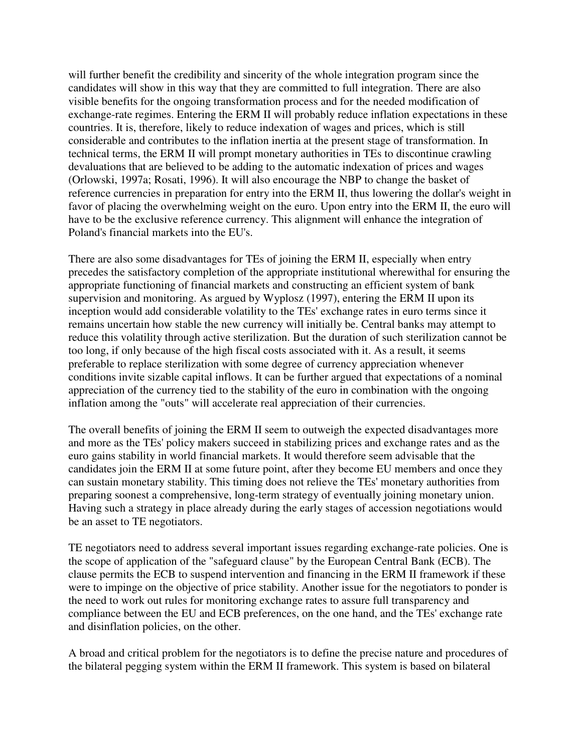will further benefit the credibility and sincerity of the whole integration program since the candidates will show in this way that they are committed to full integration. There are also visible benefits for the ongoing transformation process and for the needed modification of exchange-rate regimes. Entering the ERM II will probably reduce inflation expectations in these countries. It is, therefore, likely to reduce indexation of wages and prices, which is still considerable and contributes to the inflation inertia at the present stage of transformation. In technical terms, the ERM II will prompt monetary authorities in TEs to discontinue crawling devaluations that are believed to be adding to the automatic indexation of prices and wages (Orlowski, 1997a; Rosati, 1996). It will also encourage the NBP to change the basket of reference currencies in preparation for entry into the ERM II, thus lowering the dollar's weight in favor of placing the overwhelming weight on the euro. Upon entry into the ERM II, the euro will have to be the exclusive reference currency. This alignment will enhance the integration of Poland's financial markets into the EU's.

There are also some disadvantages for TEs of joining the ERM II, especially when entry precedes the satisfactory completion of the appropriate institutional wherewithal for ensuring the appropriate functioning of financial markets and constructing an efficient system of bank supervision and monitoring. As argued by Wyplosz (1997), entering the ERM II upon its inception would add considerable volatility to the TEs' exchange rates in euro terms since it remains uncertain how stable the new currency will initially be. Central banks may attempt to reduce this volatility through active sterilization. But the duration of such sterilization cannot be too long, if only because of the high fiscal costs associated with it. As a result, it seems preferable to replace sterilization with some degree of currency appreciation whenever conditions invite sizable capital inflows. It can be further argued that expectations of a nominal appreciation of the currency tied to the stability of the euro in combination with the ongoing inflation among the "outs" will accelerate real appreciation of their currencies.

The overall benefits of joining the ERM II seem to outweigh the expected disadvantages more and more as the TEs' policy makers succeed in stabilizing prices and exchange rates and as the euro gains stability in world financial markets. It would therefore seem advisable that the candidates join the ERM II at some future point, after they become EU members and once they can sustain monetary stability. This timing does not relieve the TEs' monetary authorities from preparing soonest a comprehensive, long-term strategy of eventually joining monetary union. Having such a strategy in place already during the early stages of accession negotiations would be an asset to TE negotiators.

TE negotiators need to address several important issues regarding exchange-rate policies. One is the scope of application of the "safeguard clause" by the European Central Bank (ECB). The clause permits the ECB to suspend intervention and financing in the ERM II framework if these were to impinge on the objective of price stability. Another issue for the negotiators to ponder is the need to work out rules for monitoring exchange rates to assure full transparency and compliance between the EU and ECB preferences, on the one hand, and the TEs' exchange rate and disinflation policies, on the other.

A broad and critical problem for the negotiators is to define the precise nature and procedures of the bilateral pegging system within the ERM II framework. This system is based on bilateral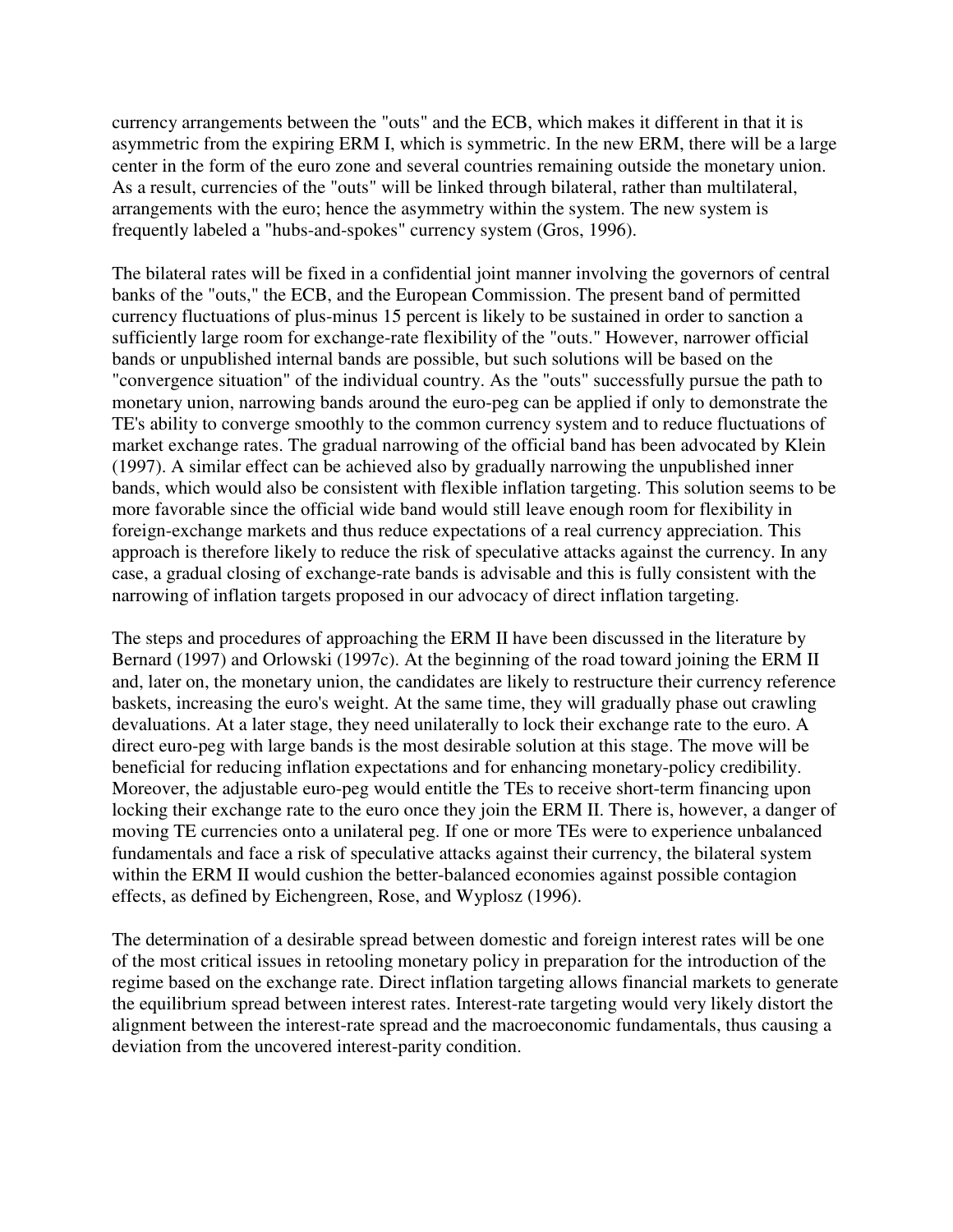currency arrangements between the "outs" and the ECB, which makes it different in that it is asymmetric from the expiring ERM I, which is symmetric. In the new ERM, there will be a large center in the form of the euro zone and several countries remaining outside the monetary union. As a result, currencies of the "outs" will be linked through bilateral, rather than multilateral, arrangements with the euro; hence the asymmetry within the system. The new system is frequently labeled a "hubs-and-spokes" currency system (Gros, 1996).

The bilateral rates will be fixed in a confidential joint manner involving the governors of central banks of the "outs," the ECB, and the European Commission. The present band of permitted currency fluctuations of plus-minus 15 percent is likely to be sustained in order to sanction a sufficiently large room for exchange-rate flexibility of the "outs." However, narrower official bands or unpublished internal bands are possible, but such solutions will be based on the "convergence situation" of the individual country. As the "outs" successfully pursue the path to monetary union, narrowing bands around the euro-peg can be applied if only to demonstrate the TE's ability to converge smoothly to the common currency system and to reduce fluctuations of market exchange rates. The gradual narrowing of the official band has been advocated by Klein (1997). A similar effect can be achieved also by gradually narrowing the unpublished inner bands, which would also be consistent with flexible inflation targeting. This solution seems to be more favorable since the official wide band would still leave enough room for flexibility in foreign-exchange markets and thus reduce expectations of a real currency appreciation. This approach is therefore likely to reduce the risk of speculative attacks against the currency. In any case, a gradual closing of exchange-rate bands is advisable and this is fully consistent with the narrowing of inflation targets proposed in our advocacy of direct inflation targeting.

The steps and procedures of approaching the ERM II have been discussed in the literature by Bernard (1997) and Orlowski (1997c). At the beginning of the road toward joining the ERM II and, later on, the monetary union, the candidates are likely to restructure their currency reference baskets, increasing the euro's weight. At the same time, they will gradually phase out crawling devaluations. At a later stage, they need unilaterally to lock their exchange rate to the euro. A direct euro-peg with large bands is the most desirable solution at this stage. The move will be beneficial for reducing inflation expectations and for enhancing monetary-policy credibility. Moreover, the adjustable euro-peg would entitle the TEs to receive short-term financing upon locking their exchange rate to the euro once they join the ERM II. There is, however, a danger of moving TE currencies onto a unilateral peg. If one or more TEs were to experience unbalanced fundamentals and face a risk of speculative attacks against their currency, the bilateral system within the ERM II would cushion the better-balanced economies against possible contagion effects, as defined by Eichengreen, Rose, and Wyplosz (1996).

The determination of a desirable spread between domestic and foreign interest rates will be one of the most critical issues in retooling monetary policy in preparation for the introduction of the regime based on the exchange rate. Direct inflation targeting allows financial markets to generate the equilibrium spread between interest rates. Interest-rate targeting would very likely distort the alignment between the interest-rate spread and the macroeconomic fundamentals, thus causing a deviation from the uncovered interest-parity condition.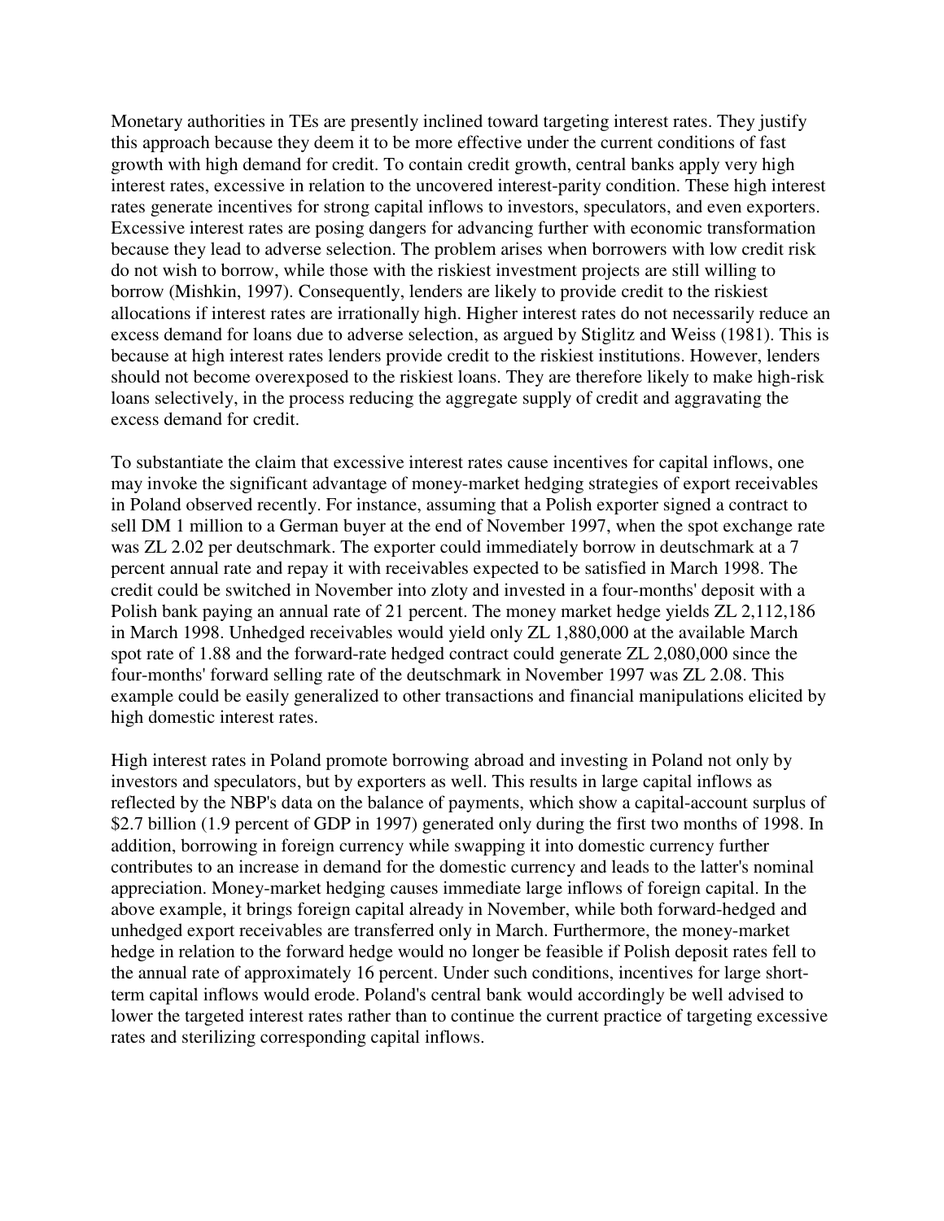Monetary authorities in TEs are presently inclined toward targeting interest rates. They justify this approach because they deem it to be more effective under the current conditions of fast growth with high demand for credit. To contain credit growth, central banks apply very high interest rates, excessive in relation to the uncovered interest-parity condition. These high interest rates generate incentives for strong capital inflows to investors, speculators, and even exporters. Excessive interest rates are posing dangers for advancing further with economic transformation because they lead to adverse selection. The problem arises when borrowers with low credit risk do not wish to borrow, while those with the riskiest investment projects are still willing to borrow (Mishkin, 1997). Consequently, lenders are likely to provide credit to the riskiest allocations if interest rates are irrationally high. Higher interest rates do not necessarily reduce an excess demand for loans due to adverse selection, as argued by Stiglitz and Weiss (1981). This is because at high interest rates lenders provide credit to the riskiest institutions. However, lenders should not become overexposed to the riskiest loans. They are therefore likely to make high-risk loans selectively, in the process reducing the aggregate supply of credit and aggravating the excess demand for credit.

To substantiate the claim that excessive interest rates cause incentives for capital inflows, one may invoke the significant advantage of money-market hedging strategies of export receivables in Poland observed recently. For instance, assuming that a Polish exporter signed a contract to sell DM 1 million to a German buyer at the end of November 1997, when the spot exchange rate was ZL 2.02 per deutschmark. The exporter could immediately borrow in deutschmark at a 7 percent annual rate and repay it with receivables expected to be satisfied in March 1998. The credit could be switched in November into zloty and invested in a four-months' deposit with a Polish bank paying an annual rate of 21 percent. The money market hedge yields ZL 2,112,186 in March 1998. Unhedged receivables would yield only ZL 1,880,000 at the available March spot rate of 1.88 and the forward-rate hedged contract could generate ZL 2,080,000 since the four-months' forward selling rate of the deutschmark in November 1997 was ZL 2.08. This example could be easily generalized to other transactions and financial manipulations elicited by high domestic interest rates.

High interest rates in Poland promote borrowing abroad and investing in Poland not only by investors and speculators, but by exporters as well. This results in large capital inflows as reflected by the NBP's data on the balance of payments, which show a capital-account surplus of $2.7 billion (1.9 percent of GDP in 1997) generated only during the first two months of 1998. In addition, borrowing in foreign currency while swapping it into domestic currency further contributes to an increase in demand for the domestic currency and leads to the latter's nominal appreciation. Money-market hedging causes immediate large inflows of foreign capital. In the above example, it brings foreign capital already in November, while both forward-hedged and unhedged export receivables are transferred only in March. Furthermore, the money-market hedge in relation to the forward hedge would no longer be feasible if Polish deposit rates fell to the annual rate of approximately 16 percent. Under such conditions, incentives for large short-term capital inflows would erode. Poland's central bank would accordingly be well advised to lower the targeted interest rates rather than to continue the current practice of targeting excessive rates and sterilizing corresponding capital inflows.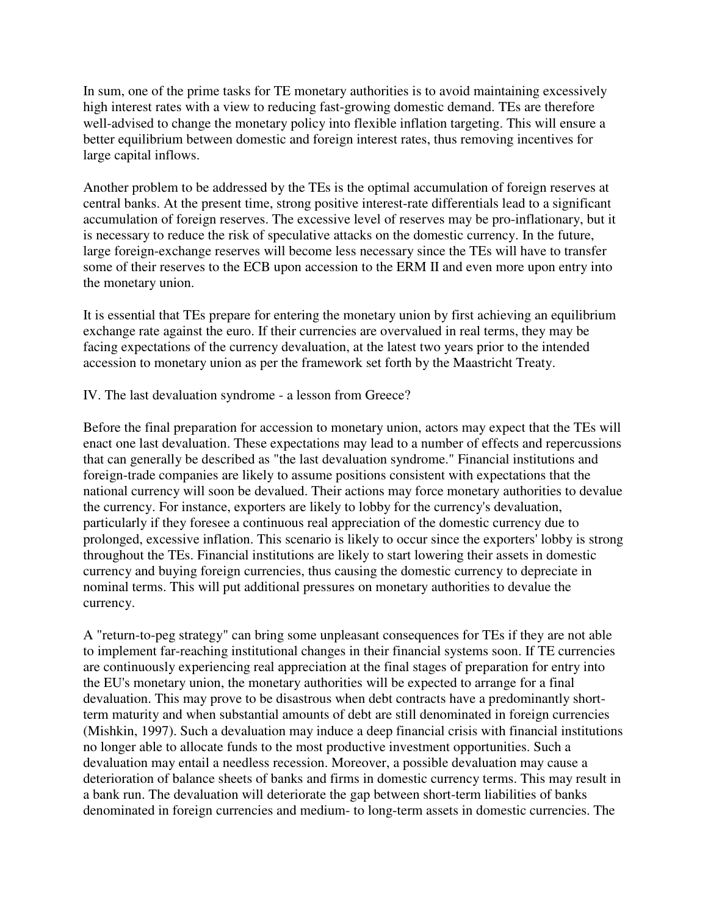In sum, one of the prime tasks for TE monetary authorities is to avoid maintaining excessively high interest rates with a view to reducing fast-growing domestic demand. TEs are therefore well-advised to change the monetary policy into flexible inflation targeting. This will ensure a better equilibrium between domestic and foreign interest rates, thus removing incentives for large capital inflows.

Another problem to be addressed by the TEs is the optimal accumulation of foreign reserves at central banks. At the present time, strong positive interest-rate differentials lead to a significant accumulation of foreign reserves. The excessive level of reserves may be pro-inflationary, but it is necessary to reduce the risk of speculative attacks on the domestic currency. In the future, large foreign-exchange reserves will become less necessary since the TEs will have to transfer some of their reserves to the ECB upon accession to the ERM II and even more upon entry into the monetary union.

It is essential that TEs prepare for entering the monetary union by first achieving an equilibrium exchange rate against the euro. If their currencies are overvalued in real terms, they may be facing expectations of the currency devaluation, at the latest two years prior to the intended accession to monetary union as per the framework set forth by the Maastricht Treaty.

## IV. The last devaluation syndrome - a lesson from Greece?

Before the final preparation for accession to monetary union, actors may expect that the TEs will enact one last devaluation. These expectations may lead to a number of effects and repercussions that can generally be described as "the last devaluation syndrome." Financial institutions and foreign-trade companies are likely to assume positions consistent with expectations that the national currency will soon be devalued. Their actions may force monetary authorities to devalue the currency. For instance, exporters are likely to lobby for the currency's devaluation, particularly if they foresee a continuous real appreciation of the domestic currency due to prolonged, excessive inflation. This scenario is likely to occur since the exporters' lobby is strong throughout the TEs. Financial institutions are likely to start lowering their assets in domestic currency and buying foreign currencies, thus causing the domestic currency to depreciate in nominal terms. This will put additional pressures on monetary authorities to devalue the currency.

A "return-to-peg strategy" can bring some unpleasant consequences for TEs if they are not able to implement far-reaching institutional changes in their financial systems soon. If TE currencies are continuously experiencing real appreciation at the final stages of preparation for entry into the EU's monetary union, the monetary authorities will be expected to arrange for a final devaluation. This may prove to be disastrous when debt contracts have a predominantly short-term maturity and when substantial amounts of debt are still denominated in foreign currencies (Mishkin, 1997). Such a devaluation may induce a deep financial crisis with financial institutions no longer able to allocate funds to the most productive investment opportunities. Such a devaluation may entail a needless recession. Moreover, a possible devaluation may cause a deterioration of balance sheets of banks and firms in domestic currency terms. This may result in a bank run. The devaluation will deteriorate the gap between short-term liabilities of banks denominated in foreign currencies and medium- to long-term assets in domestic currencies. The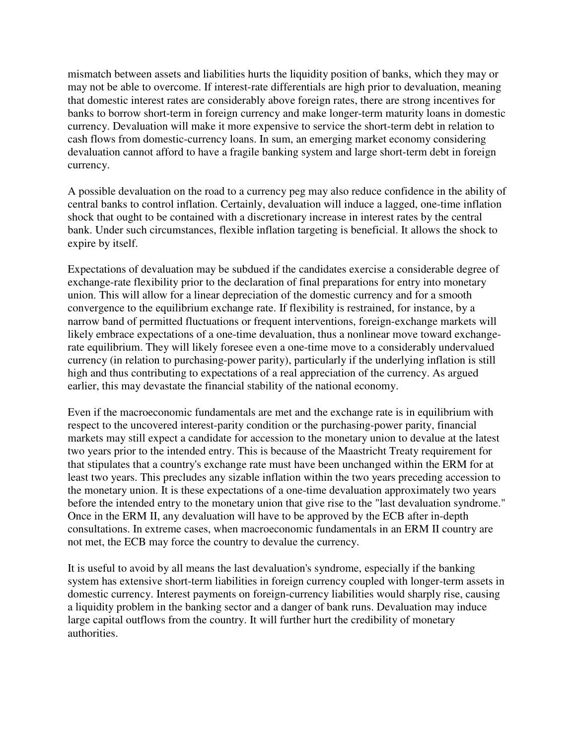mismatch between assets and liabilities hurts the liquidity position of banks, which they may or may not be able to overcome. If interest-rate differentials are high prior to devaluation, meaning that domestic interest rates are considerably above foreign rates, there are strong incentives for banks to borrow short-term in foreign currency and make longer-term maturity loans in domestic currency. Devaluation will make it more expensive to service the short-term debt in relation to cash flows from domestic-currency loans. In sum, an emerging market economy considering devaluation cannot afford to have a fragile banking system and large short-term debt in foreign currency.

A possible devaluation on the road to a currency peg may also reduce confidence in the ability of central banks to control inflation. Certainly, devaluation will induce a lagged, one-time inflation shock that ought to be contained with a discretionary increase in interest rates by the central bank. Under such circumstances, flexible inflation targeting is beneficial. It allows the shock to expire by itself.

Expectations of devaluation may be subdued if the candidates exercise a considerable degree of exchange-rate flexibility prior to the declaration of final preparations for entry into monetary union. This will allow for a linear depreciation of the domestic currency and for a smooth convergence to the equilibrium exchange rate. If flexibility is restrained, for instance, by a narrow band of permitted fluctuations or frequent interventions, foreign-exchange markets will likely embrace expectations of a one-time devaluation, thus a nonlinear move toward exchange-rate equilibrium. They will likely foresee even a one-time move to a considerably undervalued currency (in relation to purchasing-power parity), particularly if the underlying inflation is still high and thus contributing to expectations of a real appreciation of the currency. As argued earlier, this may devastate the financial stability of the national economy.

Even if the macroeconomic fundamentals are met and the exchange rate is in equilibrium with respect to the uncovered interest-parity condition or the purchasing-power parity, financial markets may still expect a candidate for accession to the monetary union to devalue at the latest two years prior to the intended entry. This is because of the Maastricht Treaty requirement for that stipulates that a country's exchange rate must have been unchanged within the ERM for at least two years. This precludes any sizable inflation within the two years preceding accession to the monetary union. It is these expectations of a one-time devaluation approximately two years before the intended entry to the monetary union that give rise to the "last devaluation syndrome." Once in the ERM II, any devaluation will have to be approved by the ECB after in-depth consultations. In extreme cases, when macroeconomic fundamentals in an ERM II country are not met, the ECB may force the country to devalue the currency.

It is useful to avoid by all means the last devaluation's syndrome, especially if the banking system has extensive short-term liabilities in foreign currency coupled with longer-term assets in domestic currency. Interest payments on foreign-currency liabilities would sharply rise, causing a liquidity problem in the banking sector and a danger of bank runs. Devaluation may induce large capital outflows from the country. It will further hurt the credibility of monetary authorities.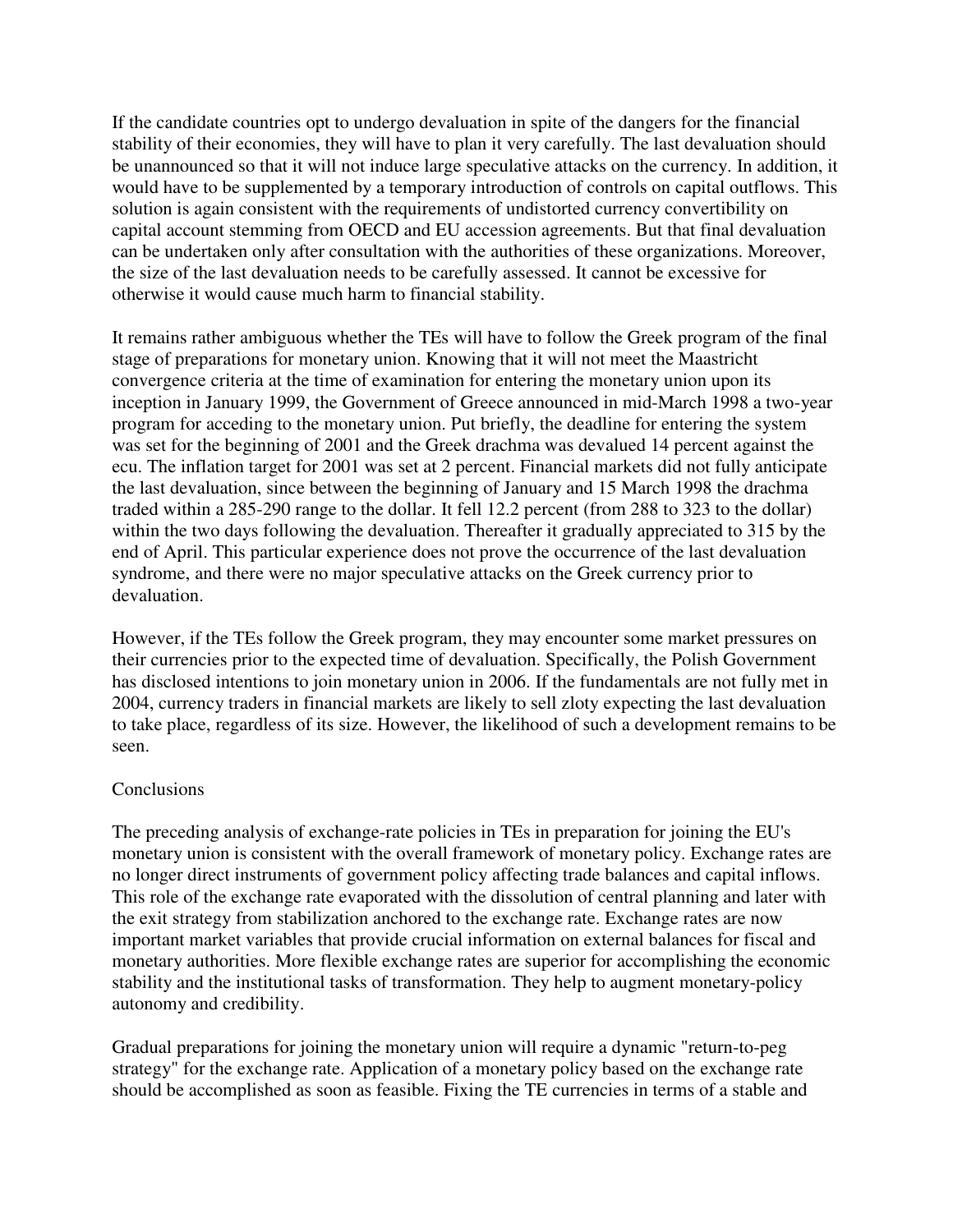If the candidate countries opt to undergo devaluation in spite of the dangers for the financial stability of their economies, they will have to plan it very carefully. The last devaluation should be unannounced so that it will not induce large speculative attacks on the currency. In addition, it would have to be supplemented by a temporary introduction of controls on capital outflows. This solution is again consistent with the requirements of undistorted currency convertibility on capital account stemming from OECD and EU accession agreements. But that final devaluation can be undertaken only after consultation with the authorities of these organizations. Moreover, the size of the last devaluation needs to be carefully assessed. It cannot be excessive for otherwise it would cause much harm to financial stability.

It remains rather ambiguous whether the TEs will have to follow the Greek program of the final stage of preparations for monetary union. Knowing that it will not meet the Maastricht convergence criteria at the time of examination for entering the monetary union upon its inception in January 1999, the Government of Greece announced in mid-March 1998 a two-year program for acceding to the monetary union. Put briefly, the deadline for entering the system was set for the beginning of 2001 and the Greek drachma was devalued 14 percent against the ecu. The inflation target for 2001 was set at 2 percent. Financial markets did not fully anticipate the last devaluation, since between the beginning of January and 15 March 1998 the drachma traded within a 285-290 range to the dollar. It fell 12.2 percent (from 288 to 323 to the dollar) within the two days following the devaluation. Thereafter it gradually appreciated to 315 by the end of April. This particular experience does not prove the occurrence of the last devaluation syndrome, and there were no major speculative attacks on the Greek currency prior to devaluation.

However, if the TEs follow the Greek program, they may encounter some market pressures on their currencies prior to the expected time of devaluation. Specifically, the Polish Government has disclosed intentions to join monetary union in 2006. If the fundamentals are not fully met in 2004, currency traders in financial markets are likely to sell zloty expecting the last devaluation to take place, regardless of its size. However, the likelihood of such a development remains to be seen.

## Conclusions

The preceding analysis of exchange-rate policies in TEs in preparation for joining the EU's monetary union is consistent with the overall framework of monetary policy. Exchange rates are no longer direct instruments of government policy affecting trade balances and capital inflows. This role of the exchange rate evaporated with the dissolution of central planning and later with the exit strategy from stabilization anchored to the exchange rate. Exchange rates are now important market variables that provide crucial information on external balances for fiscal and monetary authorities. More flexible exchange rates are superior for accomplishing the economic stability and the institutional tasks of transformation. They help to augment monetary-policy autonomy and credibility.

Gradual preparations for joining the monetary union will require a dynamic "return-to-peg strategy" for the exchange rate. Application of a monetary policy based on the exchange rate should be accomplished as soon as feasible. Fixing the TE currencies in terms of a stable and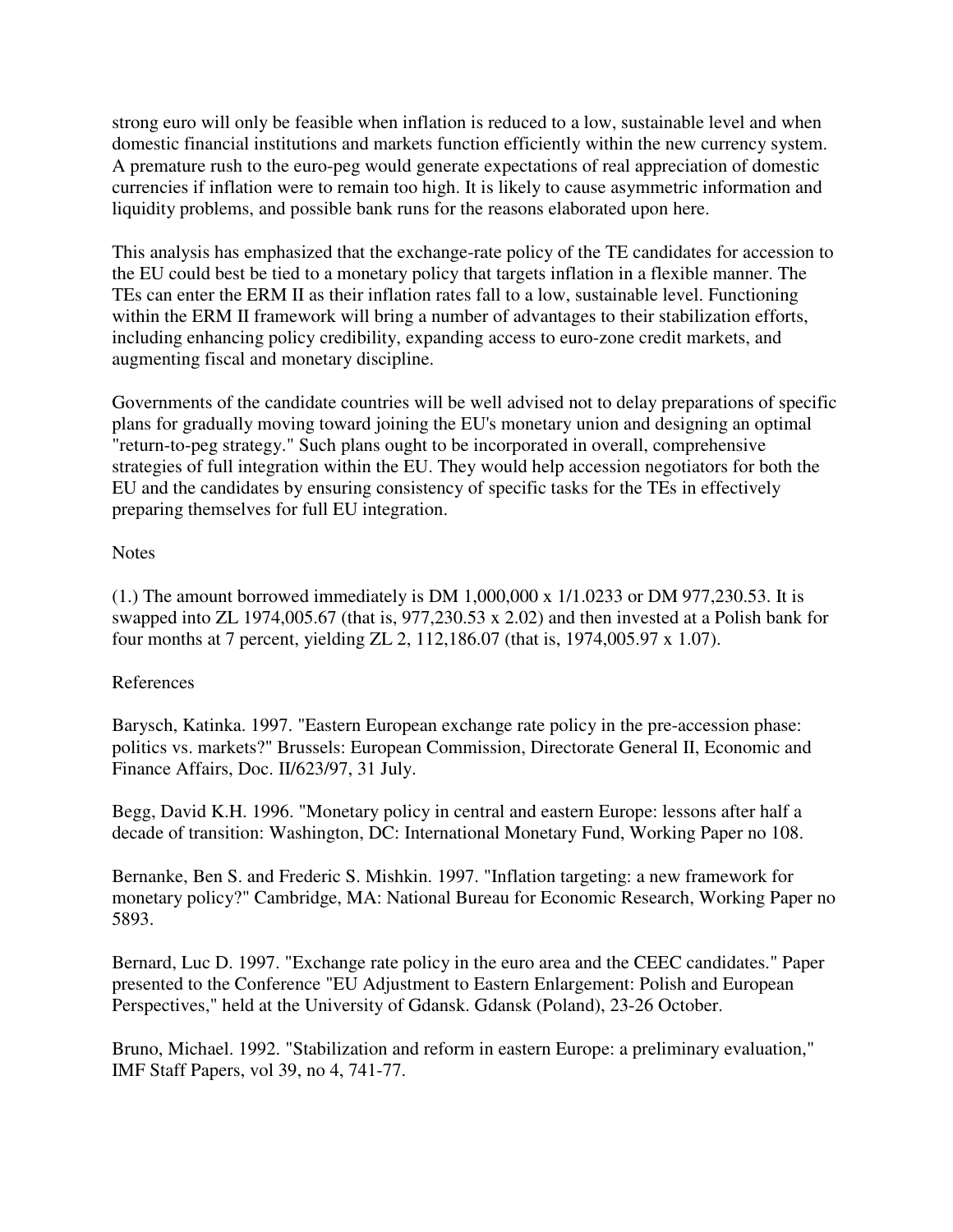strong euro will only be feasible when inflation is reduced to a low, sustainable level and when domestic financial institutions and markets function efficiently within the new currency system. A premature rush to the euro-peg would generate expectations of real appreciation of domestic currencies if inflation were to remain too high. It is likely to cause asymmetric information and liquidity problems, and possible bank runs for the reasons elaborated upon here.

This analysis has emphasized that the exchange-rate policy of the TE candidates for accession to the EU could best be tied to a monetary policy that targets inflation in a flexible manner. The TEs can enter the ERM II as their inflation rates fall to a low, sustainable level. Functioning within the ERM II framework will bring a number of advantages to their stabilization efforts, including enhancing policy credibility, expanding access to euro-zone credit markets, and augmenting fiscal and monetary discipline.

Governments of the candidate countries will be well advised not to delay preparations of specific plans for gradually moving toward joining the EU's monetary union and designing an optimal "return-to-peg strategy." Such plans ought to be incorporated in overall, comprehensive strategies of full integration within the EU. They would help accession negotiators for both the EU and the candidates by ensuring consistency of specific tasks for the TEs in effectively preparing themselves for full EU integration.

Notes

(1.) The amount borrowed immediately is DM 1,000,000 x 1/1.0233 or DM 977,230.53. It is swapped into ZL 1974,005.67 (that is, 977,230.53 x 2.02) and then invested at a Polish bank for four months at 7 percent, yielding ZL 2, 112,186.07 (that is, 1974,005.97 x 1.07).

References

Barysch, Katinka. 1997. "Eastern European exchange rate policy in the pre-accession phase: politics vs. markets?" Brussels: European Commission, Directorate General II, Economic and Finance Affairs, Doc. II/623/97, 31 July.

Begg, David K.H. 1996. "Monetary policy in central and eastern Europe: lessons after half a decade of transition: Washington, DC: International Monetary Fund, Working Paper no 108.

Bernanke, Ben S. and Frederic S. Mishkin. 1997. "Inflation targeting: a new framework for monetary policy?" Cambridge, MA: National Bureau for Economic Research, Working Paper no 5893.

Bernard, Luc D. 1997. "Exchange rate policy in the euro area and the CEEC candidates." Paper presented to the Conference "EU Adjustment to Eastern Enlargement: Polish and European Perspectives," held at the University of Gdansk. Gdansk (Poland), 23-26 October.

Bruno, Michael. 1992. "Stabilization and reform in eastern Europe: a preliminary evaluation," IMF Staff Papers, vol 39, no 4, 741-77.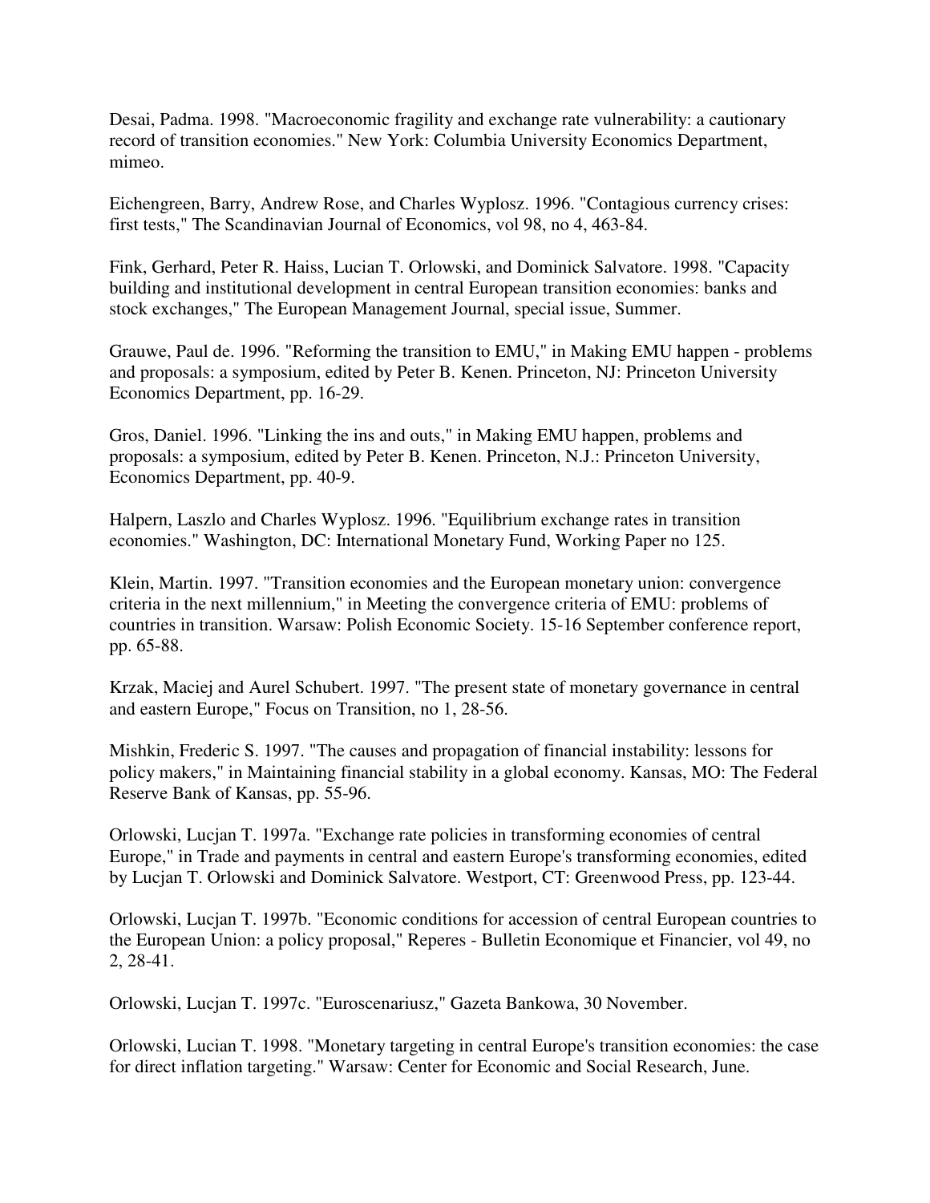Desai, Padma. 1998. "Macroeconomic fragility and exchange rate vulnerability: a cautionary record of transition economies." New York: Columbia University Economics Department, mimeo.

Eichengreen, Barry, Andrew Rose, and Charles Wyplosz. 1996. "Contagious currency crises: first tests," The Scandinavian Journal of Economics, vol 98, no 4, 463-84.

Fink, Gerhard, Peter R. Haiss, Lucian T. Orlowski, and Dominick Salvatore. 1998. "Capacity building and institutional development in central European transition economies: banks and stock exchanges," The European Management Journal, special issue, Summer.

Grauwe, Paul de. 1996. "Reforming the transition to EMU," in Making EMU happen - problems and proposals: a symposium, edited by Peter B. Kenen. Princeton, NJ: Princeton University Economics Department, pp. 16-29.

Gros, Daniel. 1996. "Linking the ins and outs," in Making EMU happen, problems and proposals: a symposium, edited by Peter B. Kenen. Princeton, N.J.: Princeton University, Economics Department, pp. 40-9.

Halpern, Laszlo and Charles Wyplosz. 1996. "Equilibrium exchange rates in transition economies." Washington, DC: International Monetary Fund, Working Paper no 125.

Klein, Martin. 1997. "Transition economies and the European monetary union: convergence criteria in the next millennium," in Meeting the convergence criteria of EMU: problems of countries in transition. Warsaw: Polish Economic Society. 15-16 September conference report, pp. 65-88.

Krzak, Maciej and Aurel Schubert. 1997. "The present state of monetary governance in central and eastern Europe," Focus on Transition, no 1, 28-56.

Mishkin, Frederic S. 1997. "The causes and propagation of financial instability: lessons for policy makers," in Maintaining financial stability in a global economy. Kansas, MO: The Federal Reserve Bank of Kansas, pp. 55-96.

Orlowski, Lucjan T. 1997a. "Exchange rate policies in transforming economies of central Europe," in Trade and payments in central and eastern Europe's transforming economies, edited by Lucjan T. Orlowski and Dominick Salvatore. Westport, CT: Greenwood Press, pp. 123-44.

Orlowski, Lucjan T. 1997b. "Economic conditions for accession of central European countries to the European Union: a policy proposal," Reperes - Bulletin Economique et Financier, vol 49, no 2, 28-41.

Orlowski, Lucjan T. 1997c. "Euroscenariusz," Gazeta Bankowa, 30 November.

Orlowski, Lucian T. 1998. "Monetary targeting in central Europe's transition economies: the case for direct inflation targeting." Warsaw: Center for Economic and Social Research, June.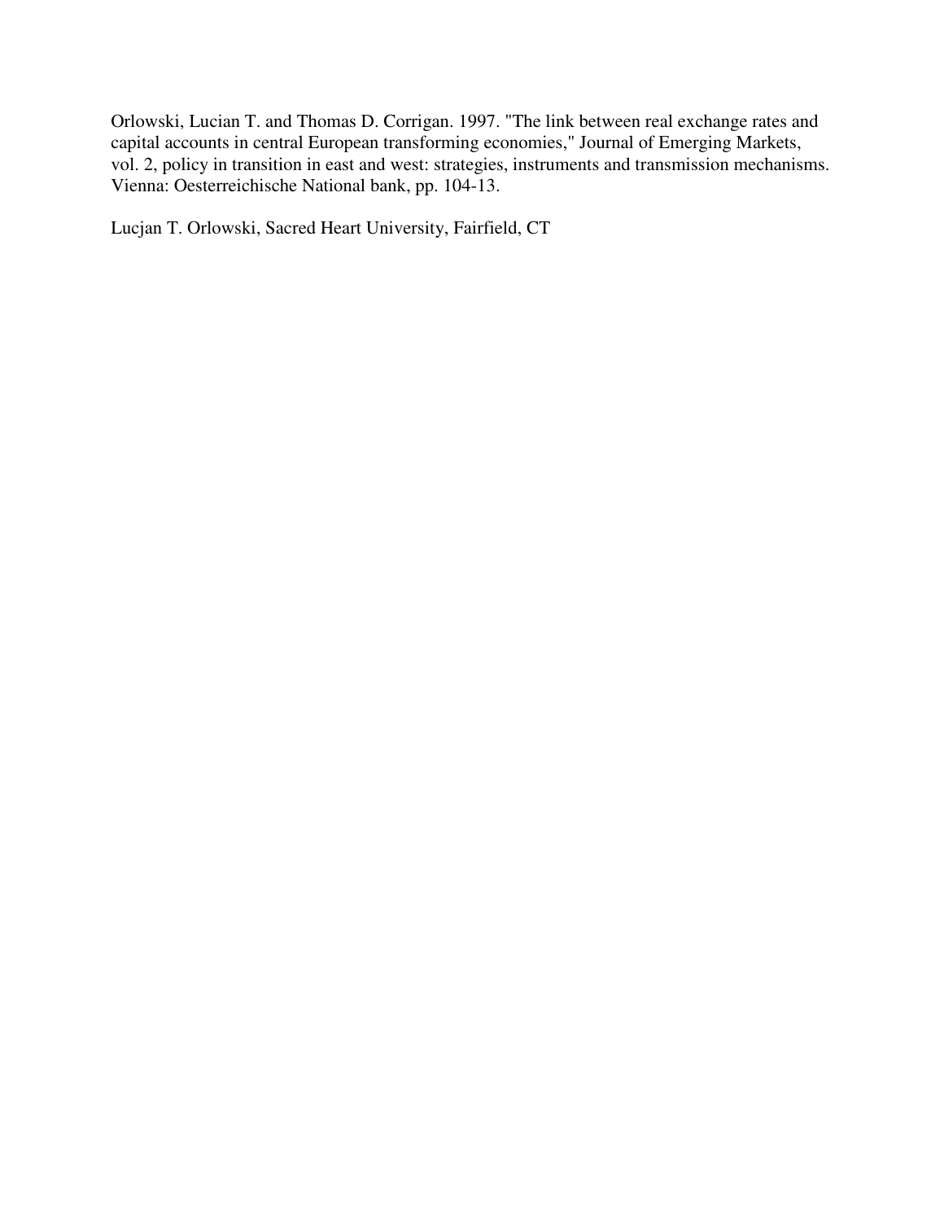Orlowski, Lucian T. and Thomas D. Corrigan. 1997. "The link between real exchange rates and capital accounts in central European transforming economies," Journal of Emerging Markets, vol. 2, policy in transition in east and west: strategies, instruments and transmission mechanisms. Vienna: Oesterreichische National bank, pp. 104-13.

Lucjan T. Orlowski, Sacred Heart University, Fairfield, CT